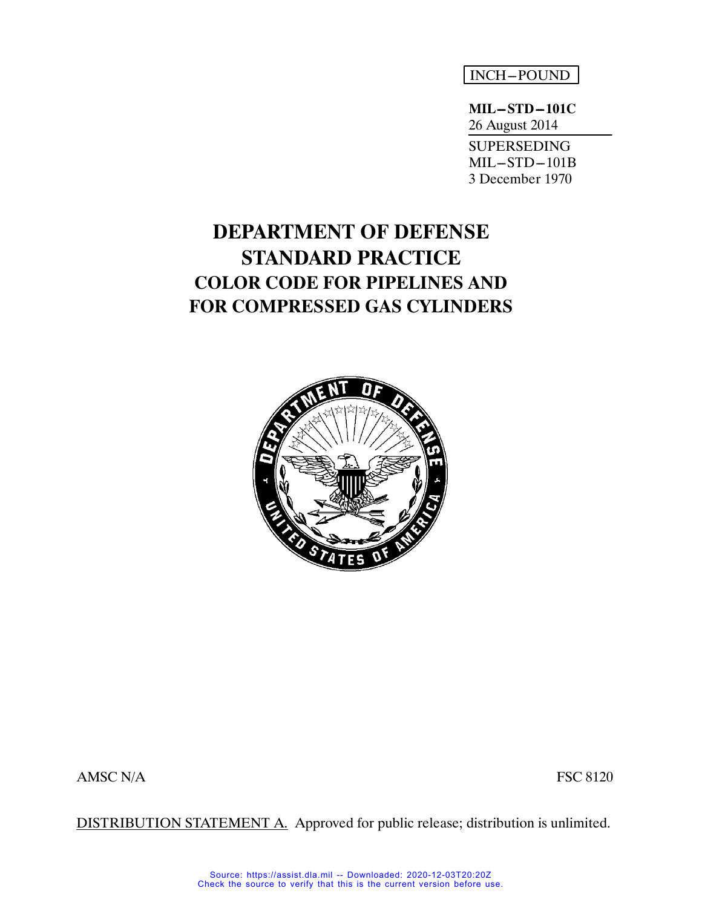INCH–POUND

**MIL–STD–101C**
26 August 2014

SUPERSEDING
MIL–STD–101B
3 December 1970

# DEPARTMENT OF DEFENSE STANDARD PRACTICE

## COLOR CODE FOR PIPELINES AND FOR COMPRESSED GAS CYLINDERS

AMSC N/A

FSC 8120

DISTRIBUTION STATEMENT A. Approved for public release; distribution is unlimited.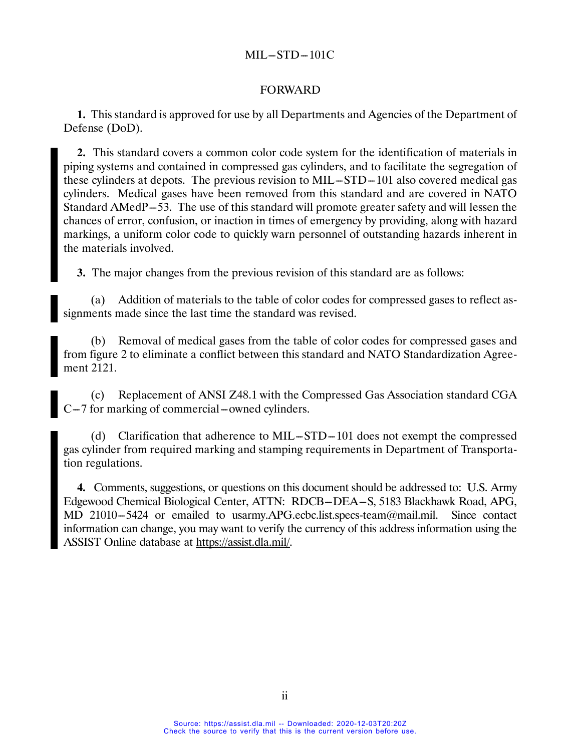## FORWARD

**1.** This standard is approved for use by all Departments and Agencies of the Department of Defense (DoD).

**2.** This standard covers a common color code system for the identification of materials in piping systems and contained in compressed gas cylinders, and to facilitate the segregation of these cylinders at depots. The previous revision to MIL−STD−101 also covered medical gas cylinders. Medical gases have been removed from this standard and are covered in NATO Standard AMedP−53. The use of this standard will promote greater safety and will lessen the chances of error, confusion, or inaction in times of emergency by providing, along with hazard markings, a uniform color code to quickly warn personnel of outstanding hazards inherent in the materials involved.

**3.** The major changes from the previous revision of this standard are as follows:

(a) Addition of materials to the table of color codes for compressed gases to reflect assignments made since the last time the standard was revised.

(b) Removal of medical gases from the table of color codes for compressed gases and from figure 2 to eliminate a conflict between this standard and NATO Standardization Agreement 2121.

(c) Replacement of ANSI Z48.1 with the Compressed Gas Association standard CGA C−7 for marking of commercial−owned cylinders.

(d) Clarification that adherence to MIL−STD−101 does not exempt the compressed gas cylinder from required marking and stamping requirements in Department of Transportation regulations.

**4.** Comments, suggestions, or questions on this document should be addressed to: U.S. Army Edgewood Chemical Biological Center, ATTN: RDCB−DEA−S, 5183 Blackhawk Road, APG, MD 21010−5424 or emailed to usarmy.APG.ecbc.list.specs-team@mail.mil. Since contact information can change, you may want to verify the currency of this address information using the ASSIST Online database at https://assist.dla.mil/.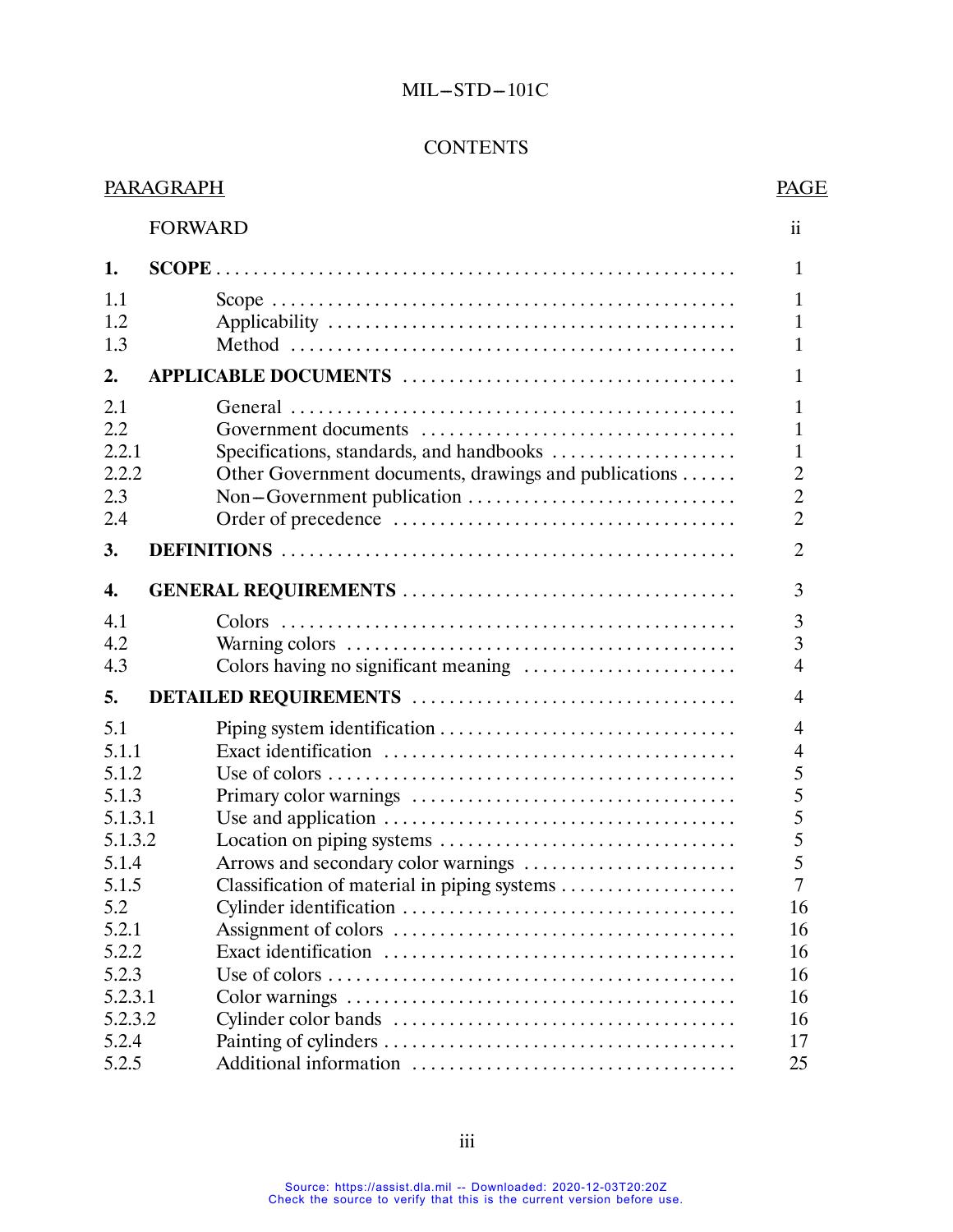## CONTENTS

| PARAGRAPH | | PAGE |
|---|---|---|
| | FORWARD | ii |
| **1.** | **SCOPE** | 1 |
| 1.1 | Scope | 1 |
| 1.2 | Applicability | 1 |
| 1.3 | Method | 1 |
| **2.** | **APPLICABLE DOCUMENTS** | 1 |
| 2.1 | General | 1 |
| 2.2 | Government documents | 1 |
| 2.2.1 | Specifications, standards, and handbooks | 1 |
| 2.2.2 | Other Government documents, drawings and publications | 2 |
| 2.3 | Non–Government publication | 2 |
| 2.4 | Order of precedence | 2 |
| **3.** | **DEFINITIONS** | 2 |
| **4.** | **GENERAL REQUIREMENTS** | 3 |
| 4.1 | Colors | 3 |
| 4.2 | Warning colors | 3 |
| 4.3 | Colors having no significant meaning | 4 |
| **5.** | **DETAILED REQUIREMENTS** | 4 |
| 5.1 | Piping system identification | 4 |
| 5.1.1 | Exact identification | 4 |
| 5.1.2 | Use of colors | 5 |
| 5.1.3 | Primary color warnings | 5 |
| 5.1.3.1 | Use and application | 5 |
| 5.1.3.2 | Location on piping systems | 5 |
| 5.1.4 | Arrows and secondary color warnings | 5 |
| 5.1.5 | Classification of material in piping systems | 7 |
| 5.2 | Cylinder identification | 16 |
| 5.2.1 | Assignment of colors | 16 |
| 5.2.2 | Exact identification | 16 |
| 5.2.3 | Use of colors | 16 |
| 5.2.3.1 | Color warnings | 16 |
| 5.2.3.2 | Cylinder color bands | 16 |
| 5.2.4 | Painting of cylinders | 17 |
| 5.2.5 | Additional information | 25 |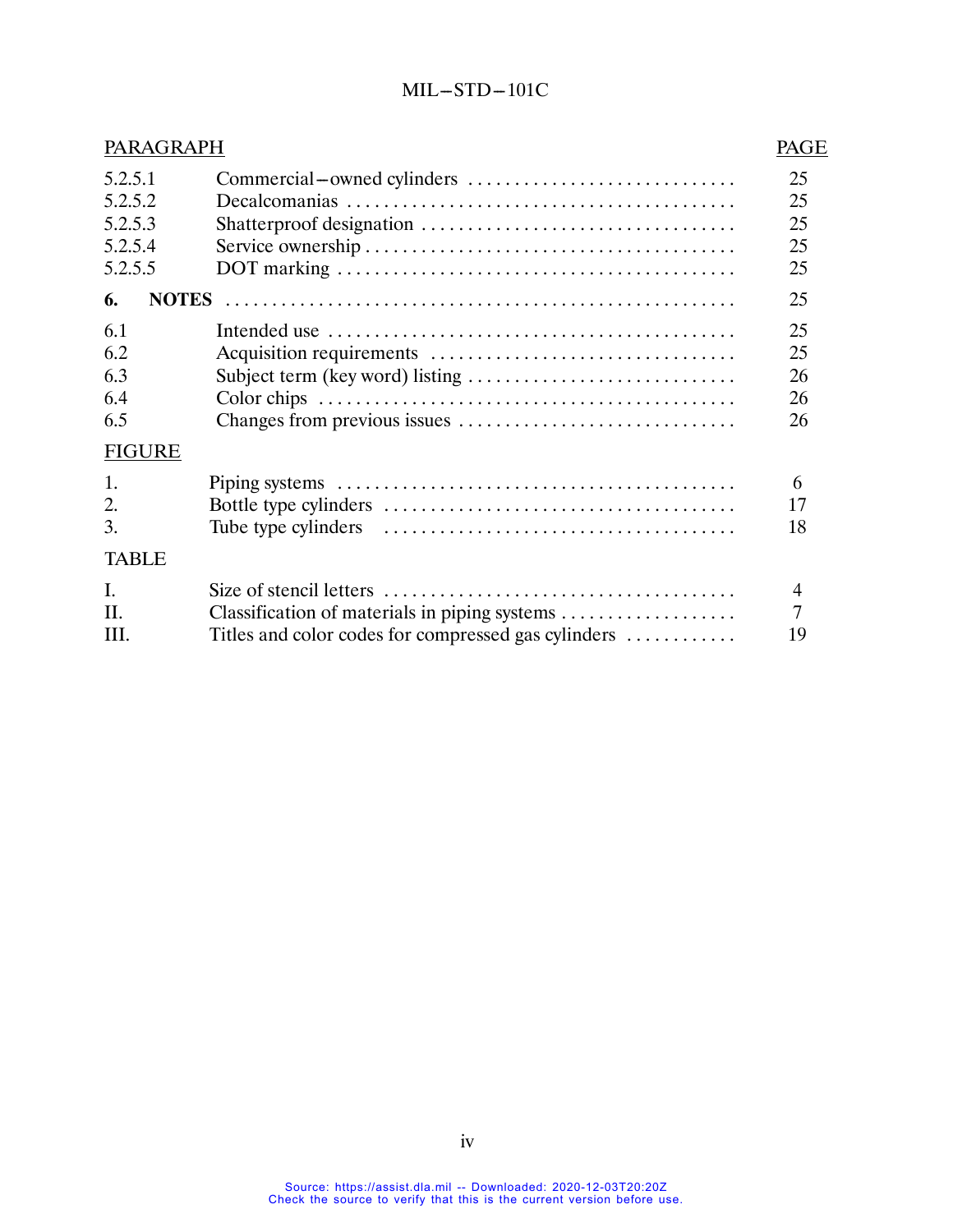| PARAGRAPH | | PAGE |
|---|---|---|
| 5.2.5.1 | Commercial–owned cylinders | 25 |
| 5.2.5.2 | Decalcomanias | 25 |
| 5.2.5.3 | Shatterproof designation | 25 |
| 5.2.5.4 | Service ownership | 25 |
| 5.2.5.5 | DOT marking | 25 |
| **6.** | **NOTES** | 25 |
| 6.1 | Intended use | 25 |
| 6.2 | Acquisition requirements | 25 |
| 6.3 | Subject term (key word) listing | 26 |
| 6.4 | Color chips | 26 |
| 6.5 | Changes from previous issues | 26 |

| FIGURE | | |
|---|---|---|
| 1. | Piping systems | 6 |
| 2. | Bottle type cylinders | 17 |
| 3. | Tube type cylinders | 18 |

| TABLE | | |
|---|---|---|
| I. | Size of stencil letters | 4 |
| II. | Classification of materials in piping systems | 7 |
| III. | Titles and color codes for compressed gas cylinders | 19 |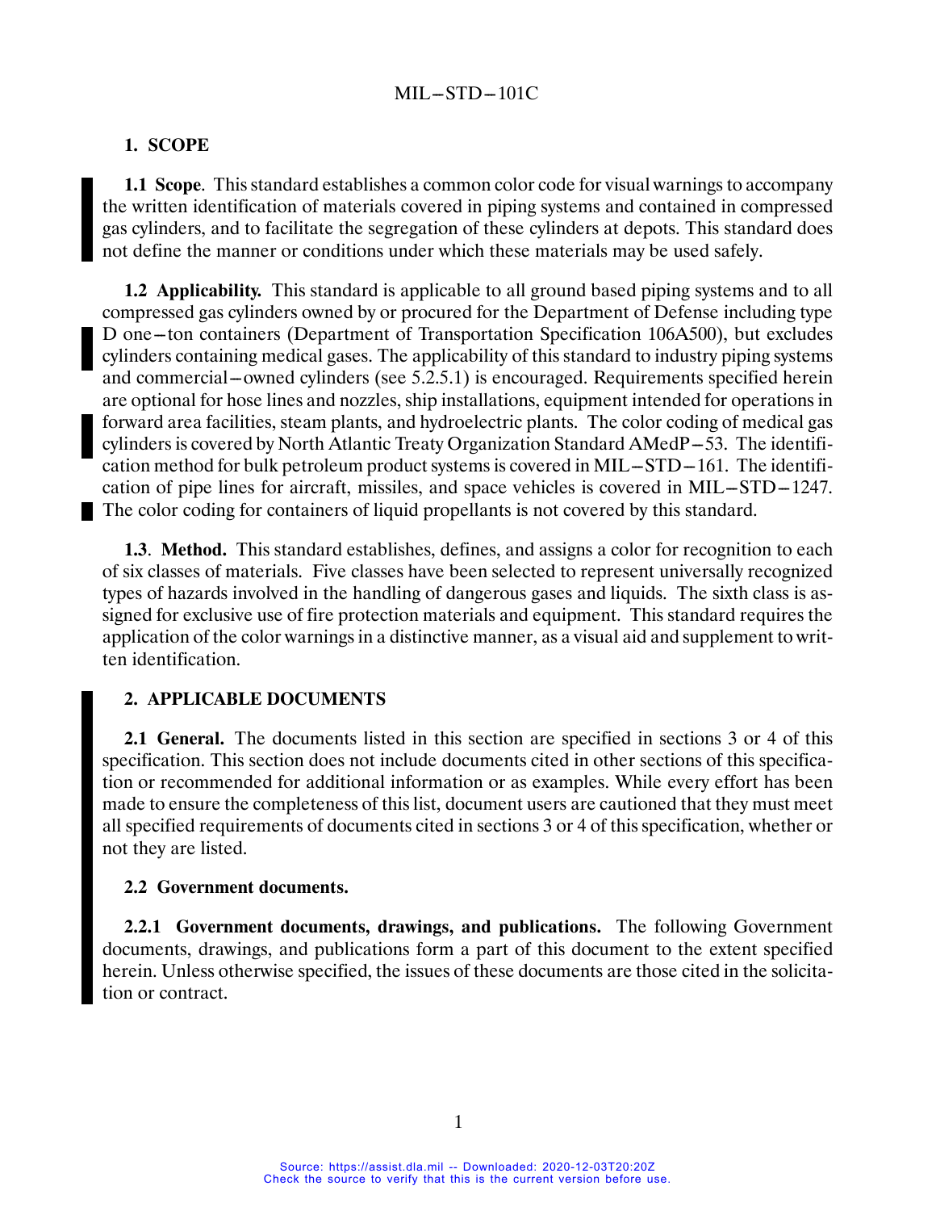## 1. SCOPE

**1.1 Scope**. This standard establishes a common color code for visual warnings to accompany the written identification of materials covered in piping systems and contained in compressed gas cylinders, and to facilitate the segregation of these cylinders at depots. This standard does not define the manner or conditions under which these materials may be used safely.

**1.2 Applicability.** This standard is applicable to all ground based piping systems and to all compressed gas cylinders owned by or procured for the Department of Defense including type D one–ton containers (Department of Transportation Specification 106A500), but excludes cylinders containing medical gases. The applicability of this standard to industry piping systems and commercial–owned cylinders (see 5.2.5.1) is encouraged. Requirements specified herein are optional for hose lines and nozzles, ship installations, equipment intended for operations in forward area facilities, steam plants, and hydroelectric plants. The color coding of medical gas cylinders is covered by North Atlantic Treaty Organization Standard AMedP–53. The identification method for bulk petroleum product systems is covered in MIL–STD–161. The identification of pipe lines for aircraft, missiles, and space vehicles is covered in MIL–STD–1247. The color coding for containers of liquid propellants is not covered by this standard.

**1.3**. **Method.** This standard establishes, defines, and assigns a color for recognition to each of six classes of materials. Five classes have been selected to represent universally recognized types of hazards involved in the handling of dangerous gases and liquids. The sixth class is assigned for exclusive use of fire protection materials and equipment. This standard requires the application of the color warnings in a distinctive manner, as a visual aid and supplement to written identification.

## 2. APPLICABLE DOCUMENTS

**2.1 General.** The documents listed in this section are specified in sections 3 or 4 of this specification. This section does not include documents cited in other sections of this specification or recommended for additional information or as examples. While every effort has been made to ensure the completeness of this list, document users are cautioned that they must meet all specified requirements of documents cited in sections 3 or 4 of this specification, whether or not they are listed.

### 2.2 Government documents.

**2.2.1 Government documents, drawings, and publications.** The following Government documents, drawings, and publications form a part of this document to the extent specified herein. Unless otherwise specified, the issues of these documents are those cited in the solicitation or contract.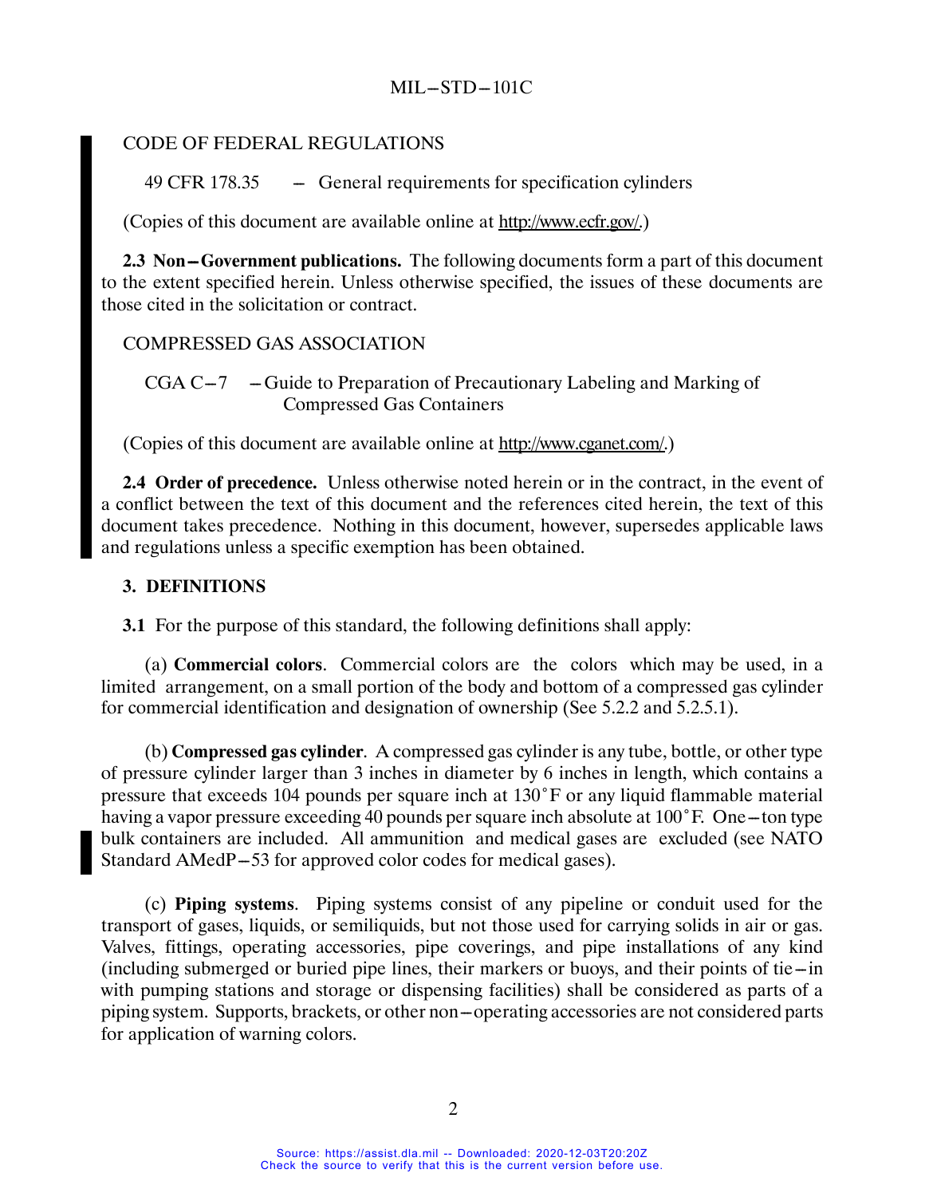CODE OF FEDERAL REGULATIONS

49 CFR 178.35 – General requirements for specification cylinders

(Copies of this document are available online at http://www.ecfr.gov/.)

**2.3 Non–Government publications.** The following documents form a part of this document to the extent specified herein. Unless otherwise specified, the issues of these documents are those cited in the solicitation or contract.

COMPRESSED GAS ASSOCIATION

CGA C–7 – Guide to Preparation of Precautionary Labeling and Marking of Compressed Gas Containers

(Copies of this document are available online at http://www.cganet.com/.)

**2.4 Order of precedence.** Unless otherwise noted herein or in the contract, in the event of a conflict between the text of this document and the references cited herein, the text of this document takes precedence. Nothing in this document, however, supersedes applicable laws and regulations unless a specific exemption has been obtained.

## 3. DEFINITIONS

**3.1** For the purpose of this standard, the following definitions shall apply:

(a) **Commercial colors**. Commercial colors are the colors which may be used, in a limited arrangement, on a small portion of the body and bottom of a compressed gas cylinder for commercial identification and designation of ownership (See 5.2.2 and 5.2.5.1).

(b) **Compressed gas cylinder**. A compressed gas cylinder is any tube, bottle, or other type of pressure cylinder larger than 3 inches in diameter by 6 inches in length, which contains a pressure that exceeds 104 pounds per square inch at 130°F or any liquid flammable material having a vapor pressure exceeding 40 pounds per square inch absolute at 100°F. One–ton type bulk containers are included. All ammunition and medical gases are excluded (see NATO Standard AMedP–53 for approved color codes for medical gases).

(c) **Piping systems**. Piping systems consist of any pipeline or conduit used for the transport of gases, liquids, or semiliquids, but not those used for carrying solids in air or gas. Valves, fittings, operating accessories, pipe coverings, and pipe installations of any kind (including submerged or buried pipe lines, their markers or buoys, and their points of tie–in with pumping stations and storage or dispensing facilities) shall be considered as parts of a piping system. Supports, brackets, or other non–operating accessories are not considered parts for application of warning colors.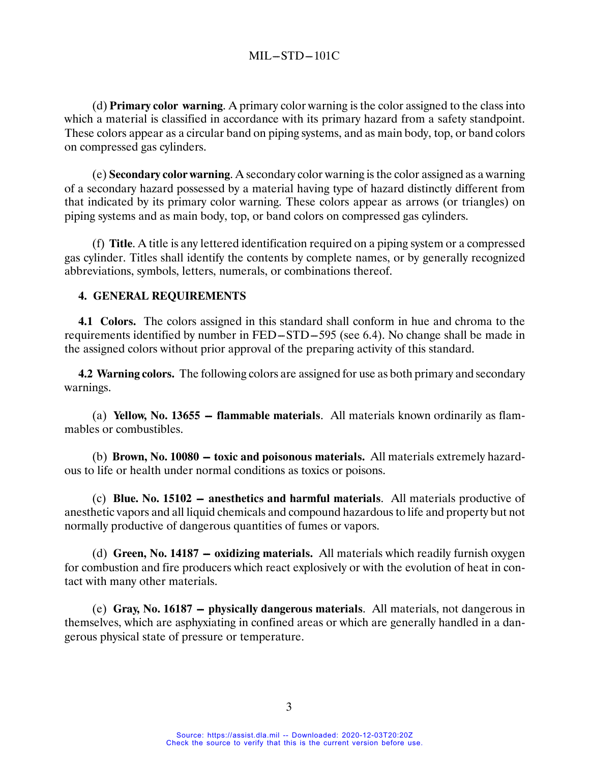(d) **Primary color warning**. A primary color warning is the color assigned to the class into which a material is classified in accordance with its primary hazard from a safety standpoint. These colors appear as a circular band on piping systems, and as main body, top, or band colors on compressed gas cylinders.

(e) **Secondary color warning**. A secondary color warning is the color assigned as a warning of a secondary hazard possessed by a material having type of hazard distinctly different from that indicated by its primary color warning. These colors appear as arrows (or triangles) on piping systems and as main body, top, or band colors on compressed gas cylinders.

(f) **Title**. A title is any lettered identification required on a piping system or a compressed gas cylinder. Titles shall identify the contents by complete names, or by generally recognized abbreviations, symbols, letters, numerals, or combinations thereof.

## 4. GENERAL REQUIREMENTS

**4.1 Colors.** The colors assigned in this standard shall conform in hue and chroma to the requirements identified by number in FED–STD–595 (see 6.4). No change shall be made in the assigned colors without prior approval of the preparing activity of this standard.

**4.2 Warning colors.** The following colors are assigned for use as both primary and secondary warnings.

(a) **Yellow, No. 13655 – flammable materials**. All materials known ordinarily as flammables or combustibles.

(b) **Brown, No. 10080 – toxic and poisonous materials.** All materials extremely hazardous to life or health under normal conditions as toxics or poisons.

(c) **Blue. No. 15102 – anesthetics and harmful materials**. All materials productive of anesthetic vapors and all liquid chemicals and compound hazardous to life and property but not normally productive of dangerous quantities of fumes or vapors.

(d) **Green, No. 14187 – oxidizing materials.** All materials which readily furnish oxygen for combustion and fire producers which react explosively or with the evolution of heat in contact with many other materials.

(e) **Gray, No. 16187 – physically dangerous materials**. All materials, not dangerous in themselves, which are asphyxiating in confined areas or which are generally handled in a dangerous physical state of pressure or temperature.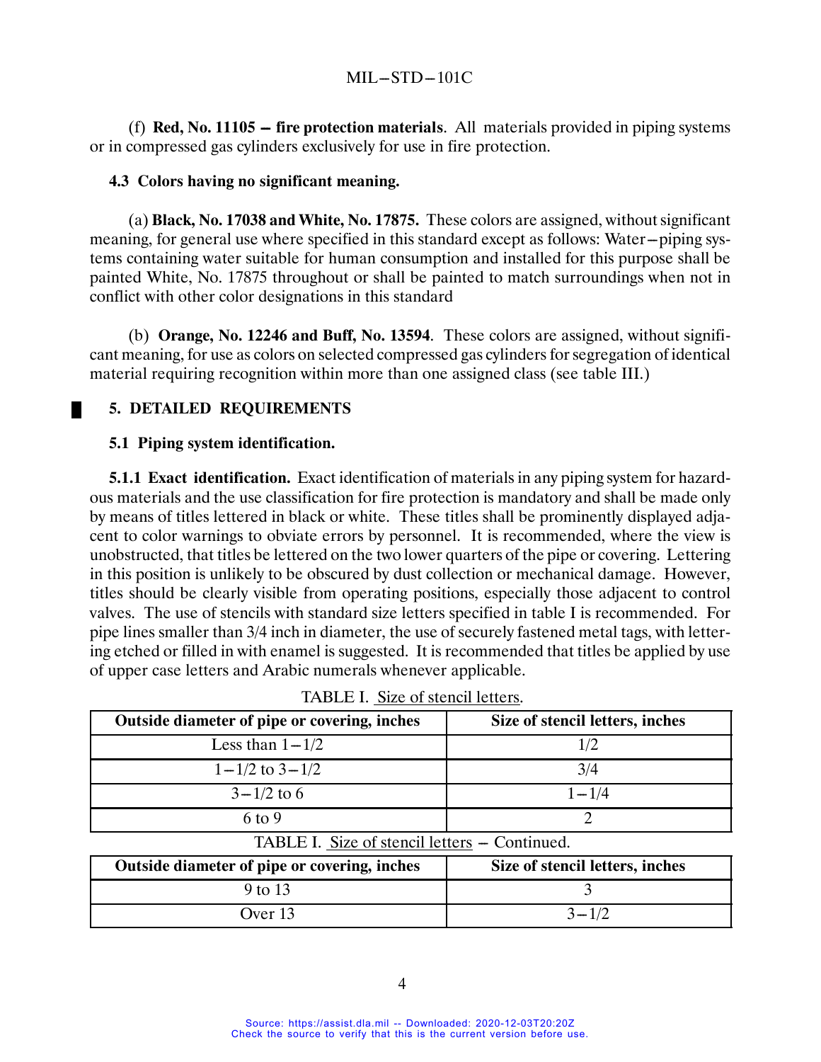(f) **Red, No. 11105 – fire protection materials**. All materials provided in piping systems or in compressed gas cylinders exclusively for use in fire protection.

**4.3 Colors having no significant meaning.**

(a) **Black, No. 17038 and White, No. 17875.** These colors are assigned, without significant meaning, for general use where specified in this standard except as follows: Water–piping systems containing water suitable for human consumption and installed for this purpose shall be painted White, No. 17875 throughout or shall be painted to match surroundings when not in conflict with other color designations in this standard

(b) **Orange, No. 12246 and Buff, No. 13594**. These colors are assigned, without significant meaning, for use as colors on selected compressed gas cylinders for segregation of identical material requiring recognition within more than one assigned class (see table III.)

## 5. DETAILED REQUIREMENTS

### 5.1 Piping system identification.

**5.1.1 Exact identification.** Exact identification of materials in any piping system for hazardous materials and the use classification for fire protection is mandatory and shall be made only by means of titles lettered in black or white. These titles shall be prominently displayed adjacent to color warnings to obviate errors by personnel. It is recommended, where the view is unobstructed, that titles be lettered on the two lower quarters of the pipe or covering. Lettering in this position is unlikely to be obscured by dust collection or mechanical damage. However, titles should be clearly visible from operating positions, especially those adjacent to control valves. The use of stencils with standard size letters specified in table I is recommended. For pipe lines smaller than 3/4 inch in diameter, the use of securely fastened metal tags, with lettering etched or filled in with enamel is suggested. It is recommended that titles be applied by use of upper case letters and Arabic numerals whenever applicable.

TABLE I. Size of stencil letters.

| Outside diameter of pipe or covering, inches | Size of stencil letters, inches |
|---|---|
| Less than 1–1/2 | 1/2 |
| 1–1/2 to 3–1/2 | 3/4 |
| 3–1/2 to 6 | 1–1/4 |
| 6 to 9 | 2 |
| 9 to 13 | 3 |
| Over 13 | 3–1/2 |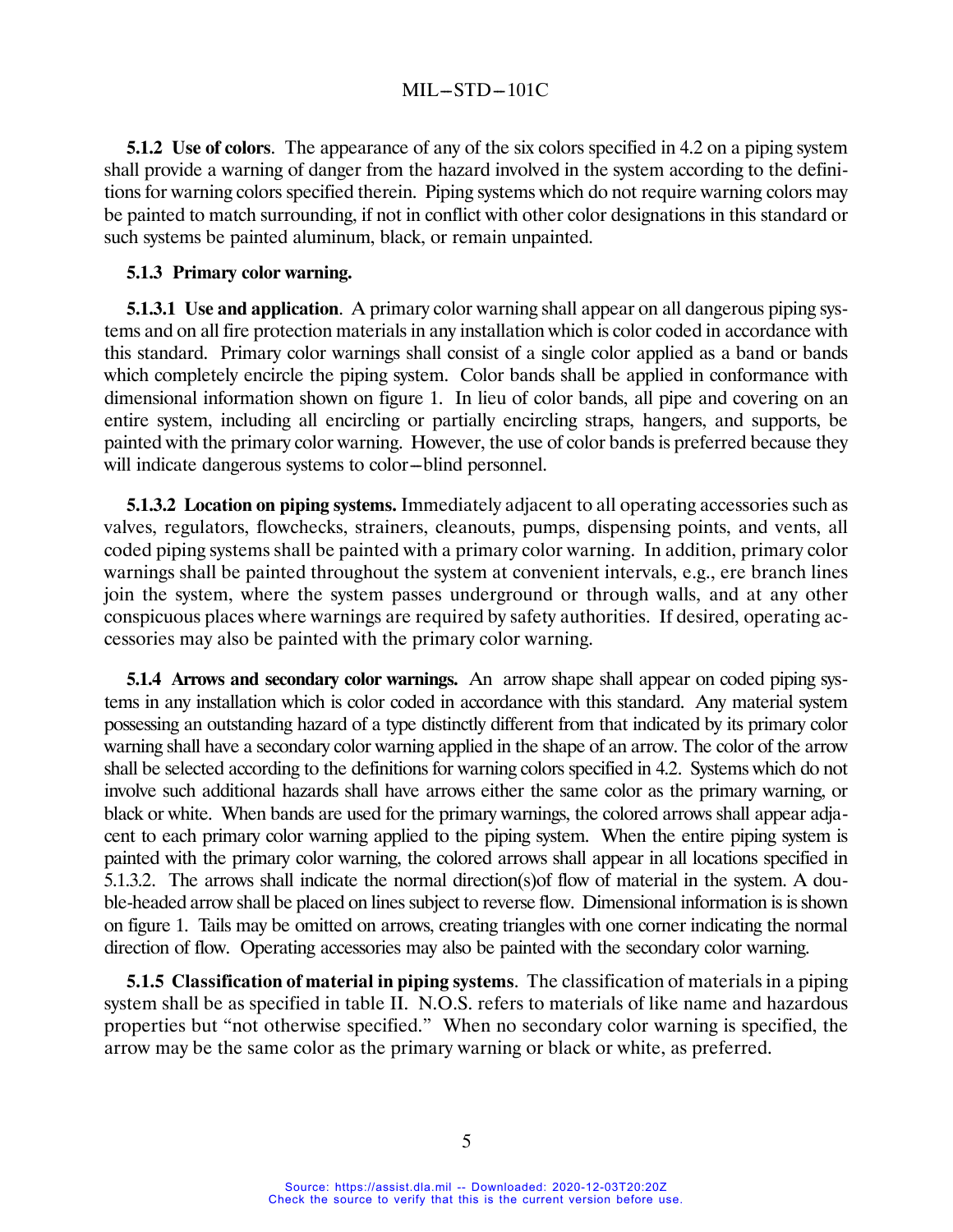**5.1.2 Use of colors**. The appearance of any of the six colors specified in 4.2 on a piping system shall provide a warning of danger from the hazard involved in the system according to the definitions for warning colors specified therein. Piping systems which do not require warning colors may be painted to match surrounding, if not in conflict with other color designations in this standard or such systems be painted aluminum, black, or remain unpainted.

**5.1.3 Primary color warning.**

**5.1.3.1 Use and application**. A primary color warning shall appear on all dangerous piping systems and on all fire protection materials in any installation which is color coded in accordance with this standard. Primary color warnings shall consist of a single color applied as a band or bands which completely encircle the piping system. Color bands shall be applied in conformance with dimensional information shown on figure 1. In lieu of color bands, all pipe and covering on an entire system, including all encircling or partially encircling straps, hangers, and supports, be painted with the primary color warning. However, the use of color bands is preferred because they will indicate dangerous systems to color–blind personnel.

**5.1.3.2 Location on piping systems.** Immediately adjacent to all operating accessories such as valves, regulators, flowchecks, strainers, cleanouts, pumps, dispensing points, and vents, all coded piping systems shall be painted with a primary color warning. In addition, primary color warnings shall be painted throughout the system at convenient intervals, e.g., ere branch lines join the system, where the system passes underground or through walls, and at any other conspicuous places where warnings are required by safety authorities. If desired, operating accessories may also be painted with the primary color warning.

**5.1.4 Arrows and secondary color warnings.** An arrow shape shall appear on coded piping systems in any installation which is color coded in accordance with this standard. Any material system possessing an outstanding hazard of a type distinctly different from that indicated by its primary color warning shall have a secondary color warning applied in the shape of an arrow. The color of the arrow shall be selected according to the definitions for warning colors specified in 4.2. Systems which do not involve such additional hazards shall have arrows either the same color as the primary warning, or black or white. When bands are used for the primary warnings, the colored arrows shall appear adjacent to each primary color warning applied to the piping system. When the entire piping system is painted with the primary color warning, the colored arrows shall appear in all locations specified in 5.1.3.2. The arrows shall indicate the normal direction(s)of flow of material in the system. A double-headed arrow shall be placed on lines subject to reverse flow. Dimensional information is is shown on figure 1. Tails may be omitted on arrows, creating triangles with one corner indicating the normal direction of flow. Operating accessories may also be painted with the secondary color warning.

**5.1.5 Classification of material in piping systems**. The classification of materials in a piping system shall be as specified in table II. N.O.S. refers to materials of like name and hazardous properties but "not otherwise specified." When no secondary color warning is specified, the arrow may be the same color as the primary warning or black or white, as preferred.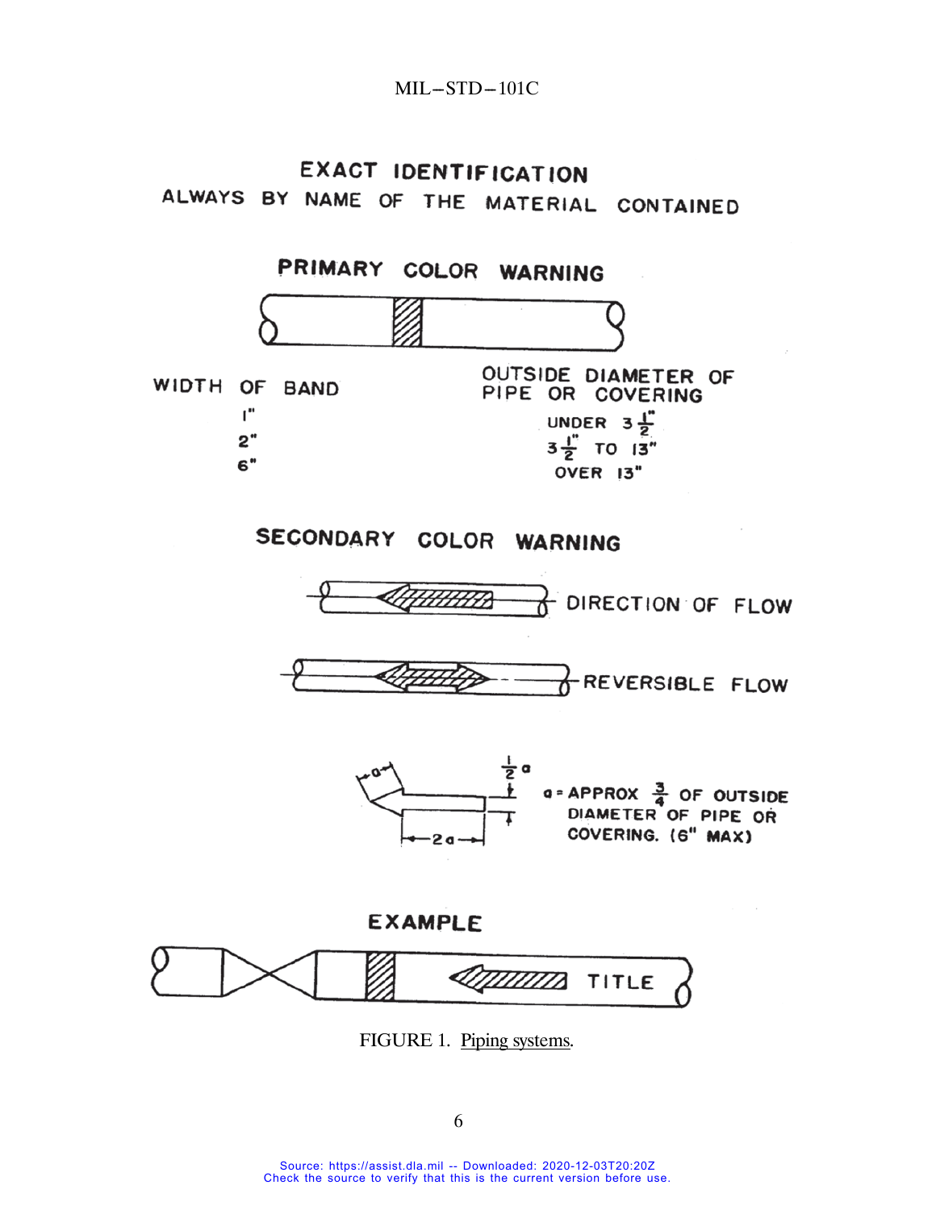EXACT IDENTIFICATION

ALWAYS BY NAME OF THE MATERIAL CONTAINED

PRIMARY COLOR WARNING

| WIDTH OF BAND | OUTSIDE DIAMETER OF PIPE OR COVERING |
|---|---|
| 1" | UNDER $3\frac{1}{2}$" |
| 2" | $3\frac{1}{2}$" TO 13" |
| 6" | OVER 13" |

SECONDARY COLOR WARNING

DIRECTION OF FLOW

REVERSIBLE FLOW

$\frac{1}{2}a$

$a$

$2a$

$a$ = APPROX $\frac{3}{4}$ OF OUTSIDE DIAMETER OF PIPE OR COVERING. (6" MAX)

EXAMPLE

TITLE

FIGURE 1. Piping systems.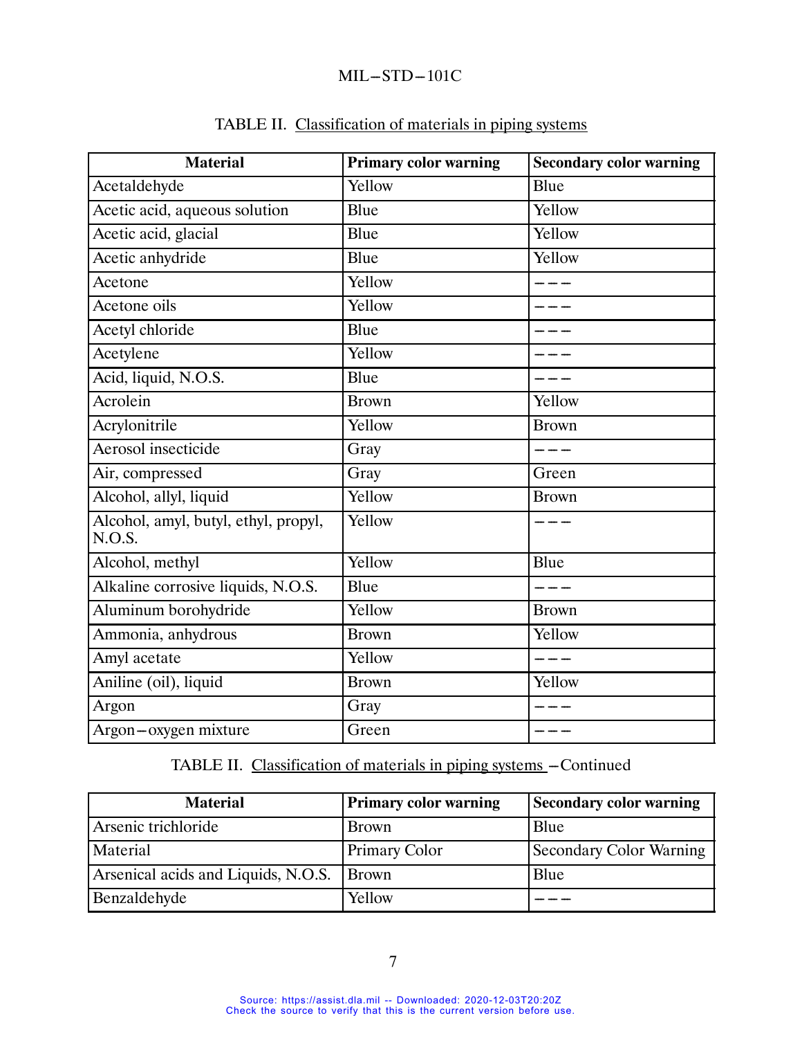TABLE II. Classification of materials in piping systems

| Material | Primary color warning | Secondary color warning |
|---|---|---|
| Acetaldehyde | Yellow | Blue |
| Acetic acid, aqueous solution | Blue | Yellow |
| Acetic acid, glacial | Blue | Yellow |
| Acetic anhydride | Blue | Yellow |
| Acetone | Yellow | ––– |
| Acetone oils | Yellow | ––– |
| Acetyl chloride | Blue | ––– |
| Acetylene | Yellow | ––– |
| Acid, liquid, N.O.S. | Blue | ––– |
| Acrolein | Brown | Yellow |
| Acrylonitrile | Yellow | Brown |
| Aerosol insecticide | Gray | ––– |
| Air, compressed | Gray | Green |
| Alcohol, allyl, liquid | Yellow | Brown |
| Alcohol, amyl, butyl, ethyl, propyl, N.O.S. | Yellow | ––– |
| Alcohol, methyl | Yellow | Blue |
| Alkaline corrosive liquids, N.O.S. | Blue | ––– |
| Aluminum borohydride | Yellow | Brown |
| Ammonia, anhydrous | Brown | Yellow |
| Amyl acetate | Yellow | ––– |
| Aniline (oil), liquid | Brown | Yellow |
| Argon | Gray | ––– |
| Argon–oxygen mixture | Green | ––– |

TABLE II. Classification of materials in piping systems –Continued

| Material | Primary color warning | Secondary color warning |
|---|---|---|
| Arsenic trichloride | Brown | Blue |
| Material | Primary Color | Secondary Color Warning |
| Arsenical acids and Liquids, N.O.S. | Brown | Blue |
| Benzaldehyde | Yellow | ––– |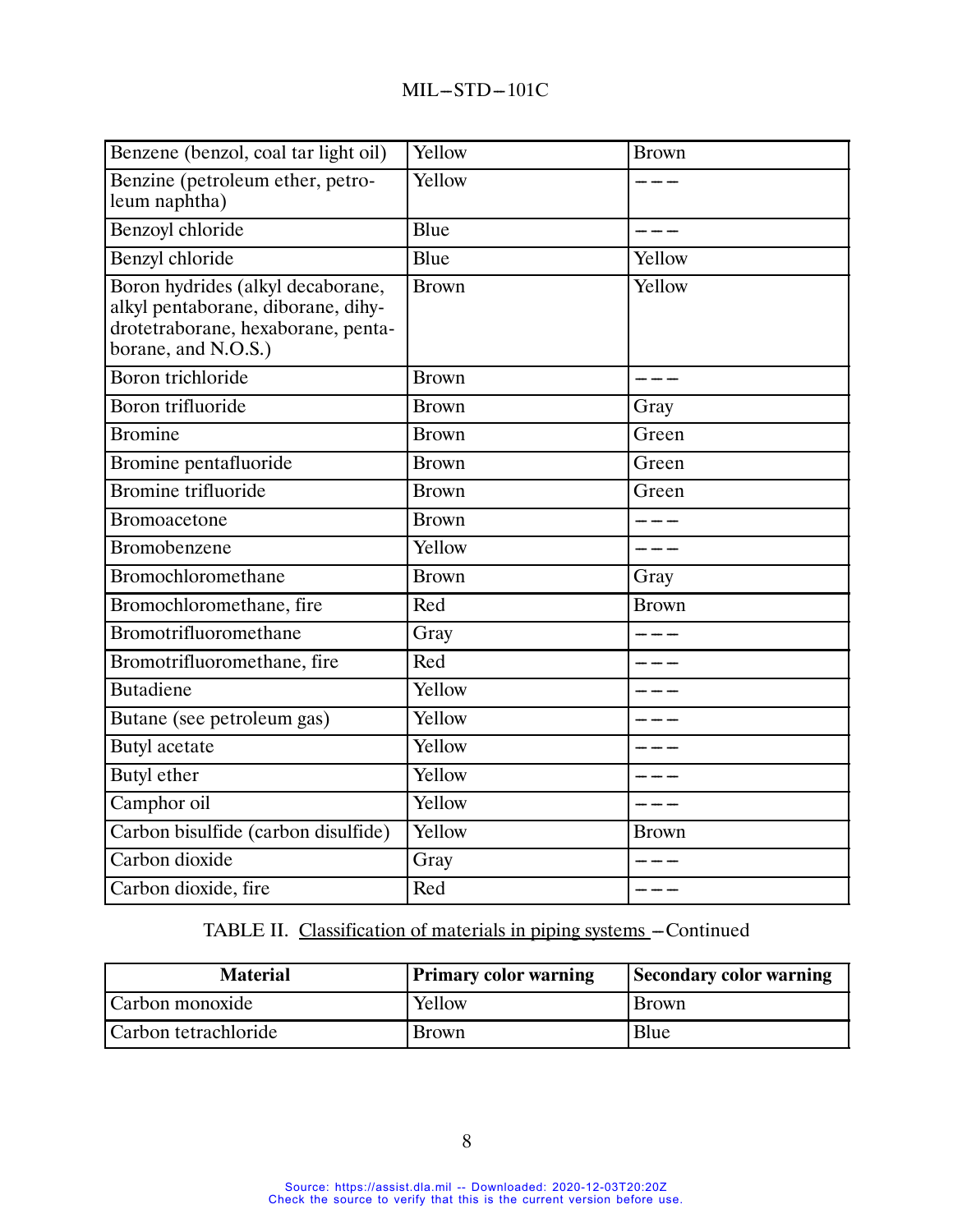| Material | Primary color warning | Secondary color warning |
|---|---|---|
| Benzene (benzol, coal tar light oil) | Yellow | Brown |
| Benzine (petroleum ether, petroleum naphtha) | Yellow | --- |
| Benzoyl chloride | Blue | --- |
| Benzyl chloride | Blue | Yellow |
| Boron hydrides (alkyl decaborane, alkyl pentaborane, diborane, dihydrotetraborane, hexaborane, pentaborane, and N.O.S.) | Brown | Yellow |
| Boron trichloride | Brown | --- |
| Boron trifluoride | Brown | Gray |
| Bromine | Brown | Green |
| Bromine pentafluoride | Brown | Green |
| Bromine trifluoride | Brown | Green |
| Bromoacetone | Brown | --- |
| Bromobenzene | Yellow | --- |
| Bromochloromethane | Brown | Gray |
| Bromochloromethane, fire | Red | Brown |
| Bromotrifluoromethane | Gray | --- |
| Bromotrifluoromethane, fire | Red | --- |
| Butadiene | Yellow | --- |
| Butane (see petroleum gas) | Yellow | --- |
| Butyl acetate | Yellow | --- |
| Butyl ether | Yellow | --- |
| Camphor oil | Yellow | --- |
| Carbon bisulfide (carbon disulfide) | Yellow | Brown |
| Carbon dioxide | Gray | --- |
| Carbon dioxide, fire | Red | --- |
| Carbon monoxide | Yellow | Brown |
| Carbon tetrachloride | Brown | Blue |

TABLE II. Classification of materials in piping systems – Continued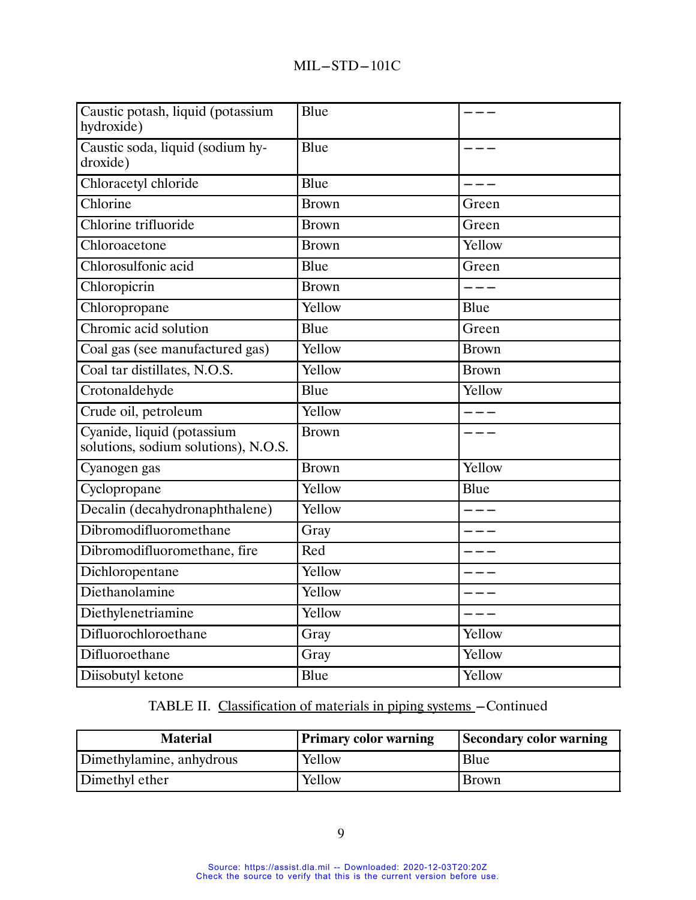| Material | Primary color warning | Secondary color warning |
|---|---|---|
| Caustic potash, liquid (potassium hydroxide) | Blue | – – – |
| Caustic soda, liquid (sodium hydroxide) | Blue | – – – |
| Chloracetyl chloride | Blue | – – – |
| Chlorine | Brown | Green |
| Chlorine trifluoride | Brown | Green |
| Chloroacetone | Brown | Yellow |
| Chlorosulfonic acid | Blue | Green |
| Chloropicrin | Brown | – – – |
| Chloropropane | Yellow | Blue |
| Chromic acid solution | Blue | Green |
| Coal gas (see manufactured gas) | Yellow | Brown |
| Coal tar distillates, N.O.S. | Yellow | Brown |
| Crotonaldehyde | Blue | Yellow |
| Crude oil, petroleum | Yellow | – – – |
| Cyanide, liquid (potassium solutions, sodium solutions), N.O.S. | Brown | – – – |
| Cyanogen gas | Brown | Yellow |
| Cyclopropane | Yellow | Blue |
| Decalin (decahydronaphthalene) | Yellow | – – – |
| Dibromodifluoromethane | Gray | – – – |
| Dibromodifluoromethane, fire | Red | – – – |
| Dichloropentane | Yellow | – – – |
| Diethanolamine | Yellow | – – – |
| Diethylenetriamine | Yellow | – – – |
| Difluorochloroethane | Gray | Yellow |
| Difluoroethane | Gray | Yellow |
| Diisobutyl ketone | Blue | Yellow |

TABLE II. Classification of materials in piping systems – Continued

| Material | Primary color warning | Secondary color warning |
|---|---|---|
| Dimethylamine, anhydrous | Yellow | Blue |
| Dimethyl ether | Yellow | Brown |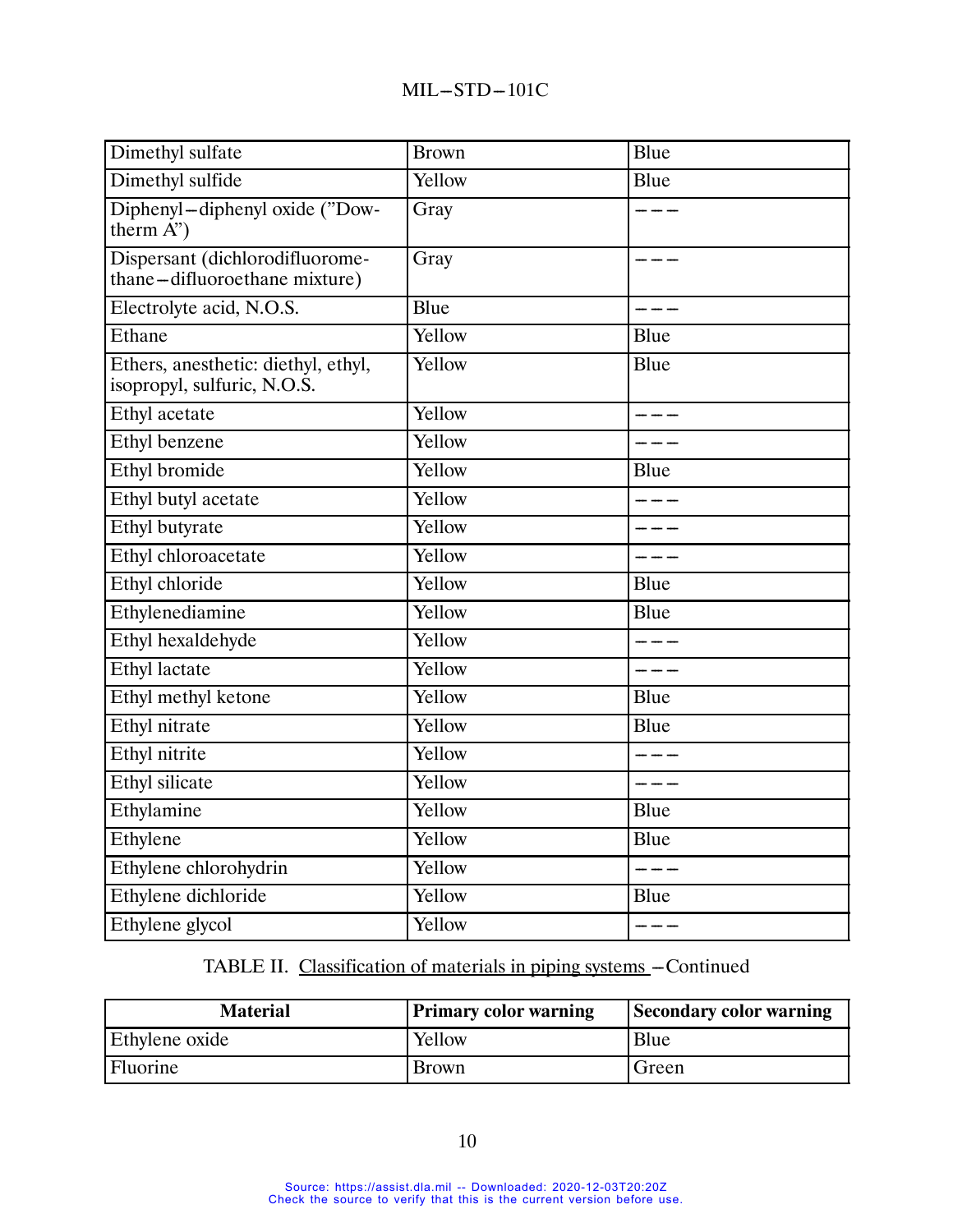| Material | Primary color warning | Secondary color warning |
|---|---|---|
| Dimethyl sulfate | Brown | Blue |
| Dimethyl sulfide | Yellow | Blue |
| Diphenyl–diphenyl oxide ("Dowtherm A") | Gray | ––– |
| Dispersant (dichlorodifluoromethane–difluoroethane mixture) | Gray | ––– |
| Electrolyte acid, N.O.S. | Blue | ––– |
| Ethane | Yellow | Blue |
| Ethers, anesthetic: diethyl, ethyl, isopropyl, sulfuric, N.O.S. | Yellow | Blue |
| Ethyl acetate | Yellow | ––– |
| Ethyl benzene | Yellow | ––– |
| Ethyl bromide | Yellow | Blue |
| Ethyl butyl acetate | Yellow | ––– |
| Ethyl butyrate | Yellow | ––– |
| Ethyl chloroacetate | Yellow | ––– |
| Ethyl chloride | Yellow | Blue |
| Ethylenediamine | Yellow | Blue |
| Ethyl hexaldehyde | Yellow | ––– |
| Ethyl lactate | Yellow | ––– |
| Ethyl methyl ketone | Yellow | Blue |
| Ethyl nitrate | Yellow | Blue |
| Ethyl nitrite | Yellow | ––– |
| Ethyl silicate | Yellow | ––– |
| Ethylamine | Yellow | Blue |
| Ethylene | Yellow | Blue |
| Ethylene chlorohydrin | Yellow | ––– |
| Ethylene dichloride | Yellow | Blue |
| Ethylene glycol | Yellow | ––– |

TABLE II. Classification of materials in piping systems –Continued

| Material | Primary color warning | Secondary color warning |
|---|---|---|
| Ethylene oxide | Yellow | Blue |
| Fluorine | Brown | Green |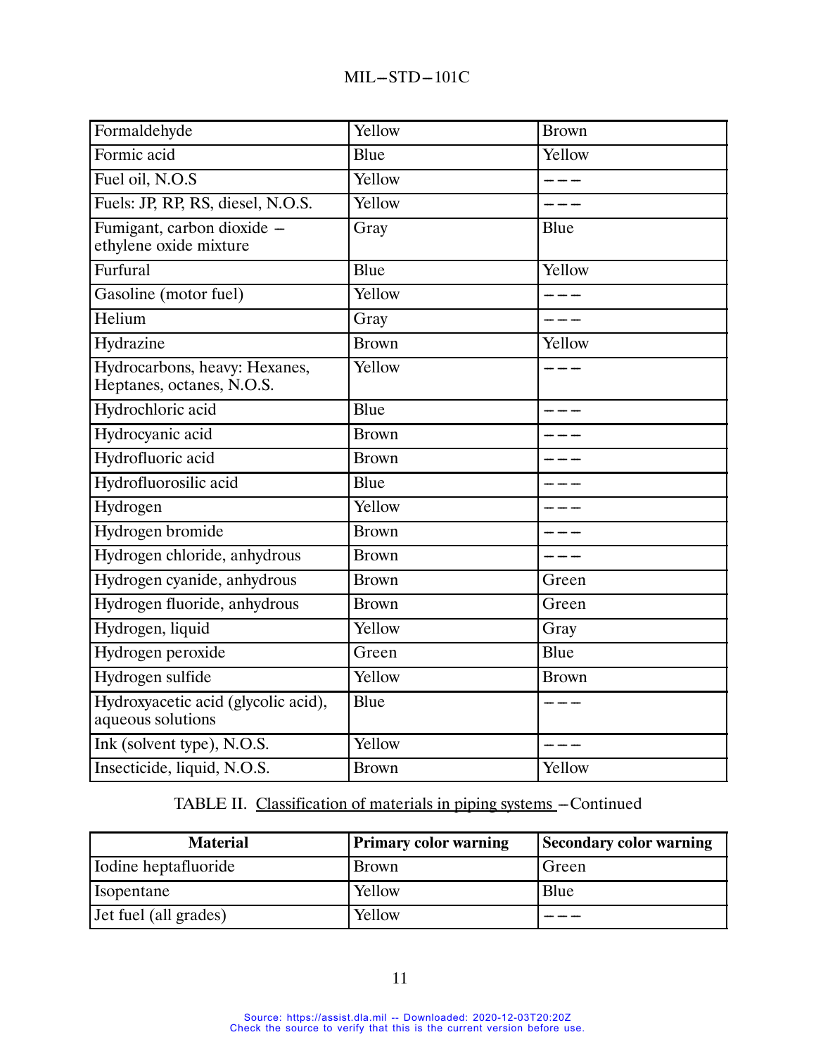| Material | Primary color warning | Secondary color warning |
|---|---|---|
| Formaldehyde | Yellow | Brown |
| Formic acid | Blue | Yellow |
| Fuel oil, N.O.S | Yellow | – – – |
| Fuels: JP, RP, RS, diesel, N.O.S. | Yellow | – – – |
| Fumigant, carbon dioxide – ethylene oxide mixture | Gray | Blue |
| Furfural | Blue | Yellow |
| Gasoline (motor fuel) | Yellow | – – – |
| Helium | Gray | – – – |
| Hydrazine | Brown | Yellow |
| Hydrocarbons, heavy: Hexanes, Heptanes, octanes, N.O.S. | Yellow | – – – |
| Hydrochloric acid | Blue | – – – |
| Hydrocyanic acid | Brown | – – – |
| Hydrofluoric acid | Brown | – – – |
| Hydrofluorosilic acid | Blue | – – – |
| Hydrogen | Yellow | – – – |
| Hydrogen bromide | Brown | – – – |
| Hydrogen chloride, anhydrous | Brown | – – – |
| Hydrogen cyanide, anhydrous | Brown | Green |
| Hydrogen fluoride, anhydrous | Brown | Green |
| Hydrogen, liquid | Yellow | Gray |
| Hydrogen peroxide | Green | Blue |
| Hydrogen sulfide | Yellow | Brown |
| Hydroxyacetic acid (glycolic acid), aqueous solutions | Blue | – – – |
| Ink (solvent type), N.O.S. | Yellow | – – – |
| Insecticide, liquid, N.O.S. | Brown | Yellow |

TABLE II. Classification of materials in piping systems – Continued

| Material | Primary color warning | Secondary color warning |
|---|---|---|
| Iodine heptafluoride | Brown | Green |
| Isopentane | Yellow | Blue |
| Jet fuel (all grades) | Yellow | – – – |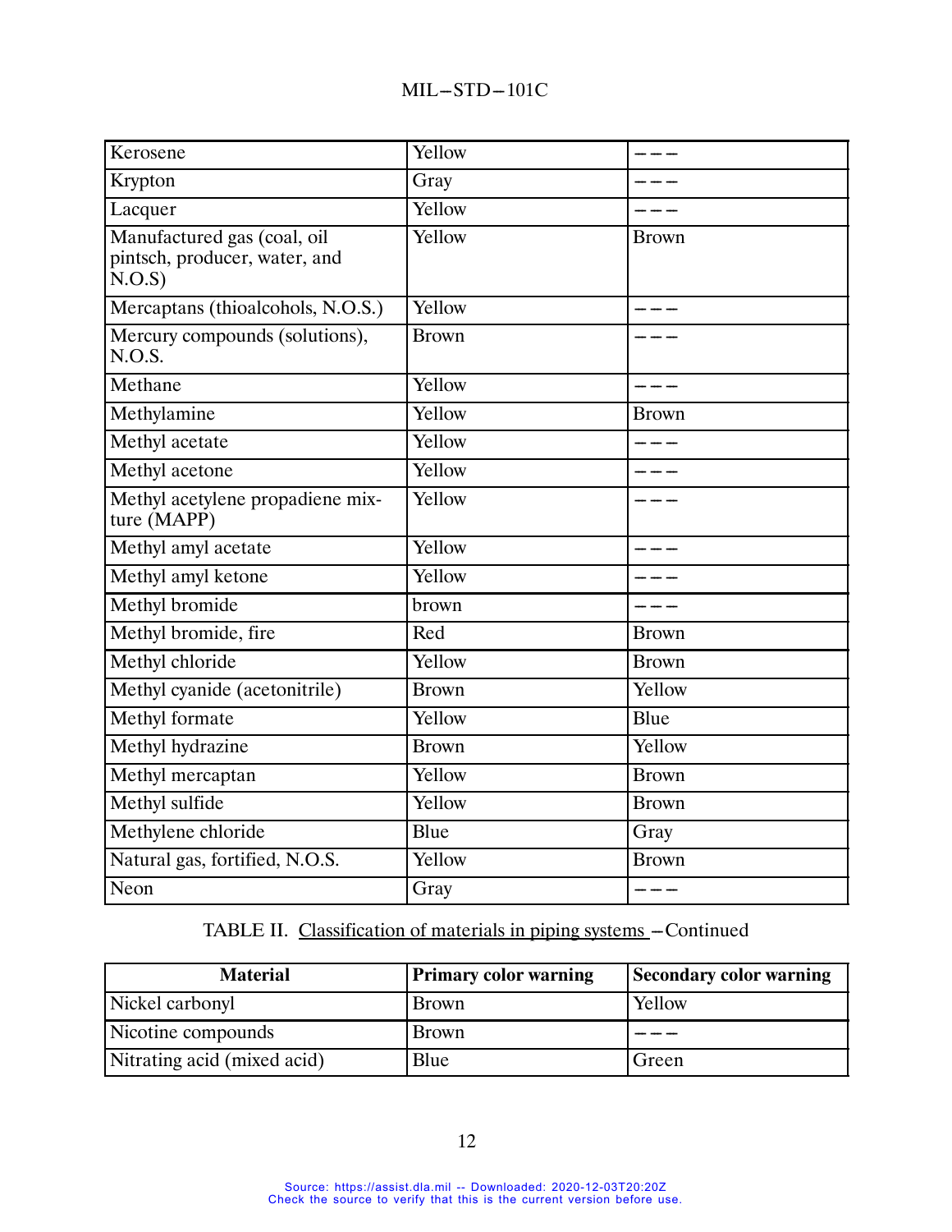| Material | Primary color warning | Secondary color warning |
| --- | --- | --- |
| Kerosene | Yellow | --- |
| Krypton | Gray | --- |
| Lacquer | Yellow | --- |
| Manufactured gas (coal, oil pintsch, producer, water, and N.O.S) | Yellow | Brown |
| Mercaptans (thioalcohols, N.O.S.) | Yellow | --- |
| Mercury compounds (solutions), N.O.S. | Brown | --- |
| Methane | Yellow | --- |
| Methylamine | Yellow | Brown |
| Methyl acetate | Yellow | --- |
| Methyl acetone | Yellow | --- |
| Methyl acetylene propadiene mixture (MAPP) | Yellow | --- |
| Methyl amyl acetate | Yellow | --- |
| Methyl amyl ketone | Yellow | --- |
| Methyl bromide | brown | --- |
| Methyl bromide, fire | Red | Brown |
| Methyl chloride | Yellow | Brown |
| Methyl cyanide (acetonitrile) | Brown | Yellow |
| Methyl formate | Yellow | Blue |
| Methyl hydrazine | Brown | Yellow |
| Methyl mercaptan | Yellow | Brown |
| Methyl sulfide | Yellow | Brown |
| Methylene chloride | Blue | Gray |
| Natural gas, fortified, N.O.S. | Yellow | Brown |
| Neon | Gray | --- |

TABLE II. Classification of materials in piping systems – Continued

| Material | Primary color warning | Secondary color warning |
| --- | --- | --- |
| Nickel carbonyl | Brown | Yellow |
| Nicotine compounds | Brown | --- |
| Nitrating acid (mixed acid) | Blue | Green |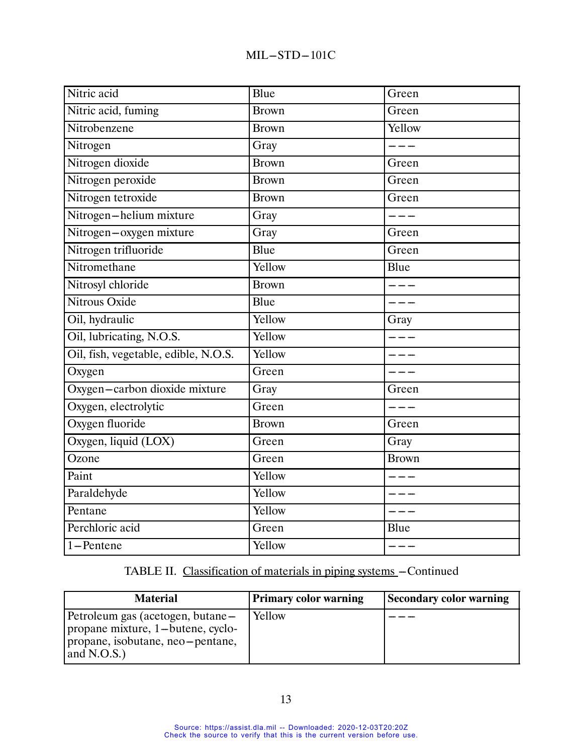| Material | Primary color warning | Secondary color warning |
|---|---|---|
| Nitric acid | Blue | Green |
| Nitric acid, fuming | Brown | Green |
| Nitrobenzene | Brown | Yellow |
| Nitrogen | Gray | – – – |
| Nitrogen dioxide | Brown | Green |
| Nitrogen peroxide | Brown | Green |
| Nitrogen tetroxide | Brown | Green |
| Nitrogen–helium mixture | Gray | – – – |
| Nitrogen–oxygen mixture | Gray | Green |
| Nitrogen trifluoride | Blue | Green |
| Nitromethane | Yellow | Blue |
| Nitrosyl chloride | Brown | – – – |
| Nitrous Oxide | Blue | – – – |
| Oil, hydraulic | Yellow | Gray |
| Oil, lubricating, N.O.S. | Yellow | – – – |
| Oil, fish, vegetable, edible, N.O.S. | Yellow | – – – |
| Oxygen | Green | – – – |
| Oxygen–carbon dioxide mixture | Gray | Green |
| Oxygen, electrolytic | Green | – – – |
| Oxygen fluoride | Brown | Green |
| Oxygen, liquid (LOX) | Green | Gray |
| Ozone | Green | Brown |
| Paint | Yellow | – – – |
| Paraldehyde | Yellow | – – – |
| Pentane | Yellow | – – – |
| Perchloric acid | Green | Blue |
| 1–Pentene | Yellow | – – – |
| Petroleum gas (acetogen, butane–propane mixture, 1–butene, cyclo-propane, isobutane, neo–pentane, and N.O.S.) | Yellow | – – – |

TABLE II. Classification of materials in piping systems –Continued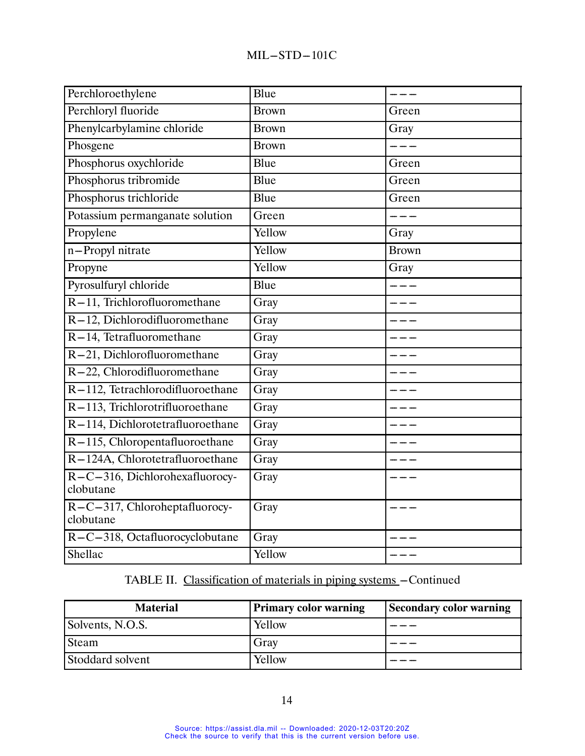| Material | Primary color warning | Secondary color warning |
|---|---|---|
| Perchloroethylene | Blue | --- |
| Perchloryl fluoride | Brown | Green |
| Phenylcarbylamine chloride | Brown | Gray |
| Phosgene | Brown | --- |
| Phosphorus oxychloride | Blue | Green |
| Phosphorus tribromide | Blue | Green |
| Phosphorus trichloride | Blue | Green |
| Potassium permanganate solution | Green | --- |
| Propylene | Yellow | Gray |
| n-Propyl nitrate | Yellow | Brown |
| Propyne | Yellow | Gray |
| Pyrosulfuryl chloride | Blue | --- |
| R-11, Trichlorofluoromethane | Gray | --- |
| R-12, Dichlorodifluoromethane | Gray | --- |
| R-14, Tetrafluoromethane | Gray | --- |
| R-21, Dichlorofluoromethane | Gray | --- |
| R-22, Chlorodifluoromethane | Gray | --- |
| R-112, Tetrachlorodifluoroethane | Gray | --- |
| R-113, Trichlorotrifluoroethane | Gray | --- |
| R-114, Dichlorotetrafluoroethane | Gray | --- |
| R-115, Chloropentafluoroethane | Gray | --- |
| R-124A, Chlorotetrafluoroethane | Gray | --- |
| R-C-316, Dichlorohexafluorocyclobutane | Gray | --- |
| R-C-317, Chloroheptafluorocyclobutane | Gray | --- |
| R-C-318, Octafluorocyclobutane | Gray | --- |
| Shellac | Yellow | --- |

TABLE II. Classification of materials in piping systems -Continued

| Material | Primary color warning | Secondary color warning |
|---|---|---|
| Solvents, N.O.S. | Yellow | --- |
| Steam | Gray | --- |
| Stoddard solvent | Yellow | --- |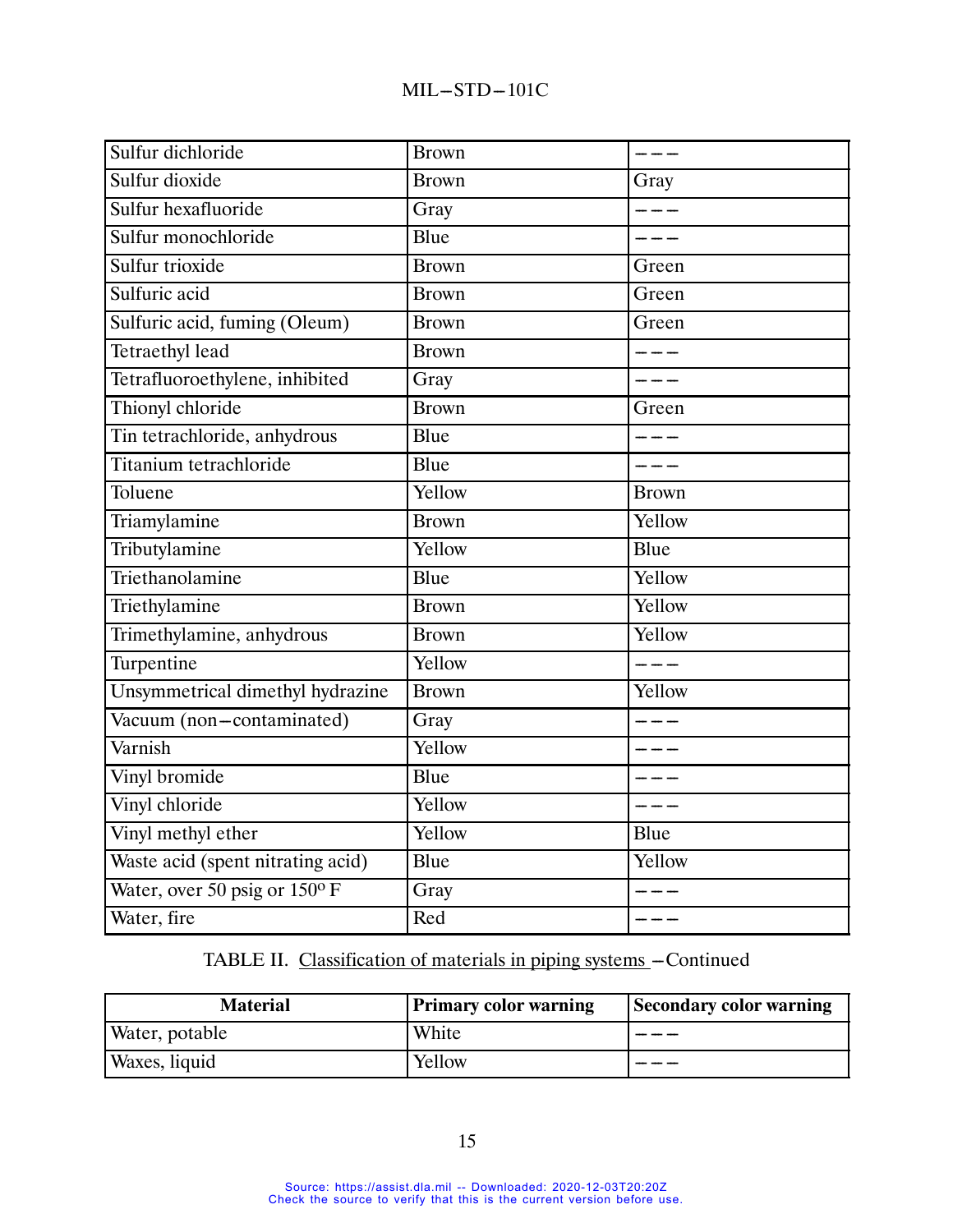| Material | Primary color warning | Secondary color warning |
|---|---|---|
| Sulfur dichloride | Brown | --- |
| Sulfur dioxide | Brown | Gray |
| Sulfur hexafluoride | Gray | --- |
| Sulfur monochloride | Blue | --- |
| Sulfur trioxide | Brown | Green |
| Sulfuric acid | Brown | Green |
| Sulfuric acid, fuming (Oleum) | Brown | Green |
| Tetraethyl lead | Brown | --- |
| Tetrafluoroethylene, inhibited | Gray | --- |
| Thionyl chloride | Brown | Green |
| Tin tetrachloride, anhydrous | Blue | --- |
| Titanium tetrachloride | Blue | --- |
| Toluene | Yellow | Brown |
| Triamylamine | Brown | Yellow |
| Tributylamine | Yellow | Blue |
| Triethanolamine | Blue | Yellow |
| Triethylamine | Brown | Yellow |
| Trimethylamine, anhydrous | Brown | Yellow |
| Turpentine | Yellow | --- |
| Unsymmetrical dimethyl hydrazine | Brown | Yellow |
| Vacuum (non-contaminated) | Gray | --- |
| Varnish | Yellow | --- |
| Vinyl bromide | Blue | --- |
| Vinyl chloride | Yellow | --- |
| Vinyl methyl ether | Yellow | Blue |
| Waste acid (spent nitrating acid) | Blue | Yellow |
| Water, over 50 psig or 150° F | Gray | --- |
| Water, fire | Red | --- |

TABLE II. Classification of materials in piping systems – Continued

| Material | Primary color warning | Secondary color warning |
|---|---|---|
| Water, potable | White | --- |
| Waxes, liquid | Yellow | --- |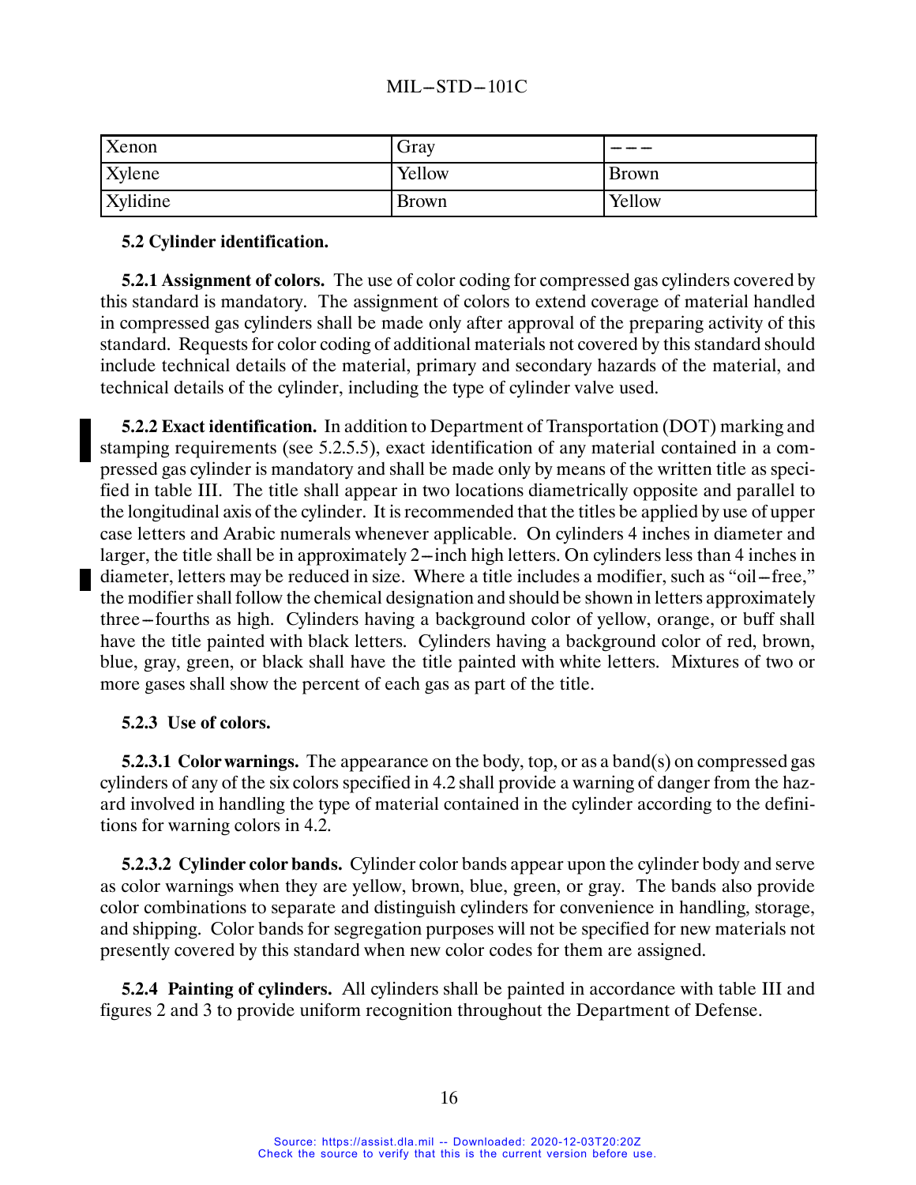| Xenon | Gray | ——— |
|---|---|---|
| Xylene | Yellow | Brown |
| Xylidine | Brown | Yellow |

**5.2 Cylinder identification.**

**5.2.1 Assignment of colors.** The use of color coding for compressed gas cylinders covered by this standard is mandatory. The assignment of colors to extend coverage of material handled in compressed gas cylinders shall be made only after approval of the preparing activity of this standard. Requests for color coding of additional materials not covered by this standard should include technical details of the material, primary and secondary hazards of the material, and technical details of the cylinder, including the type of cylinder valve used.

**5.2.2 Exact identification.** In addition to Department of Transportation (DOT) marking and stamping requirements (see 5.2.5.5), exact identification of any material contained in a compressed gas cylinder is mandatory and shall be made only by means of the written title as specified in table III. The title shall appear in two locations diametrically opposite and parallel to the longitudinal axis of the cylinder. It is recommended that the titles be applied by use of upper case letters and Arabic numerals whenever applicable. On cylinders 4 inches in diameter and larger, the title shall be in approximately 2–inch high letters. On cylinders less than 4 inches in diameter, letters may be reduced in size. Where a title includes a modifier, such as "oil–free," the modifier shall follow the chemical designation and should be shown in letters approximately three–fourths as high. Cylinders having a background color of yellow, orange, or buff shall have the title painted with black letters. Cylinders having a background color of red, brown, blue, gray, green, or black shall have the title painted with white letters. Mixtures of two or more gases shall show the percent of each gas as part of the title.

**5.2.3 Use of colors.**

**5.2.3.1 Color warnings.** The appearance on the body, top, or as a band(s) on compressed gas cylinders of any of the six colors specified in 4.2 shall provide a warning of danger from the hazard involved in handling the type of material contained in the cylinder according to the definitions for warning colors in 4.2.

**5.2.3.2 Cylinder color bands.** Cylinder color bands appear upon the cylinder body and serve as color warnings when they are yellow, brown, blue, green, or gray. The bands also provide color combinations to separate and distinguish cylinders for convenience in handling, storage, and shipping. Color bands for segregation purposes will not be specified for new materials not presently covered by this standard when new color codes for them are assigned.

**5.2.4 Painting of cylinders.** All cylinders shall be painted in accordance with table III and figures 2 and 3 to provide uniform recognition throughout the Department of Defense.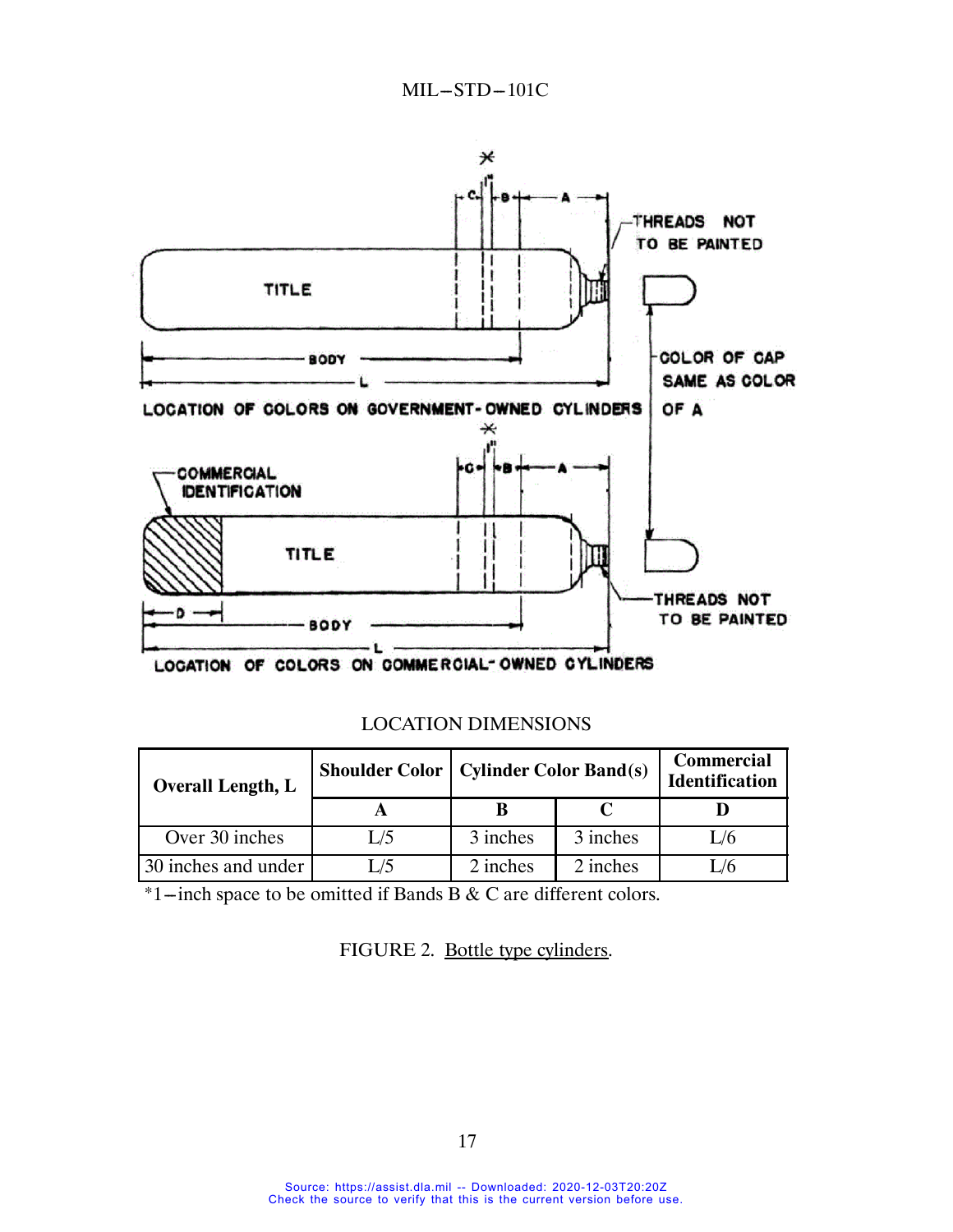LOCATION OF COLORS ON GOVERNMENT-OWNED CYLINDERS

THREADS NOT TO BE PAINTED

COLOR OF CAP SAME AS COLOR OF A

TITLE

BODY

L

LOCATION OF COLORS ON COMMERCIAL-OWNED CYLINDERS

COMMERCIAL IDENTIFICATION

LOCATION DIMENSIONS

| Overall Length, L | Shoulder Color | Cylinder Color Band(s) | | Commercial Identification |
|---|---|---|---|---|
| | A | B | C | D |
| Over 30 inches | L/5 | 3 inches | 3 inches | L/6 |
| 30 inches and under | L/5 | 2 inches | 2 inches | L/6 |

*1–inch space to be omitted if Bands B & C are different colors.

FIGURE 2. Bottle type cylinders.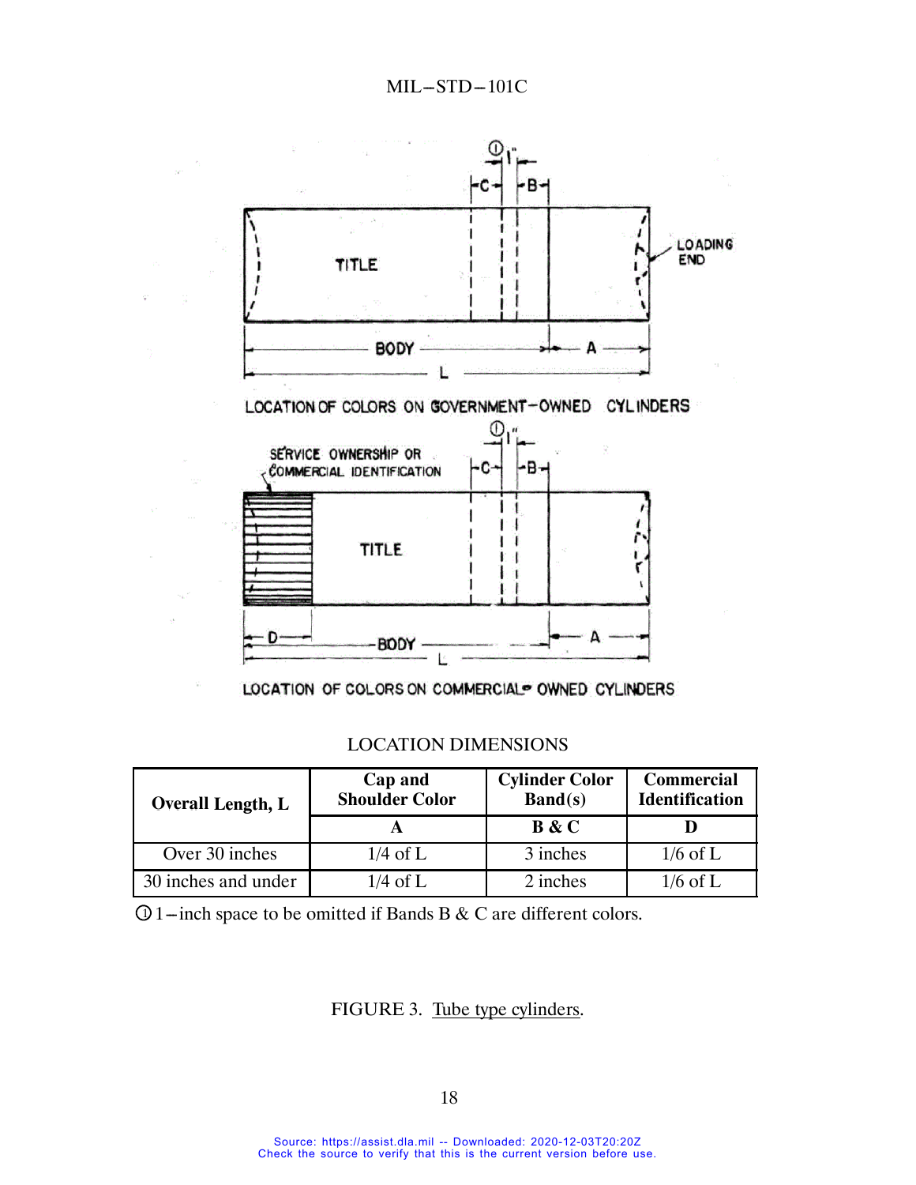LOCATION OF COLORS ON GOVERNMENT-OWNED CYLINDERS

LOCATION OF COLORS ON COMMERCIAL-OWNED CYLINDERS

LOCATION DIMENSIONS

| Overall Length, L | Cap and Shoulder Color | Cylinder Color Band(s) | Commercial Identification |
|---|---|---|---|
| | A | B & C | D |
| Over 30 inches | 1/4 of L | 3 inches | 1/6 of L |
| 30 inches and under | 1/4 of L | 2 inches | 1/6 of L |

① 1-inch space to be omitted if Bands B & C are different colors.

FIGURE 3. Tube type cylinders.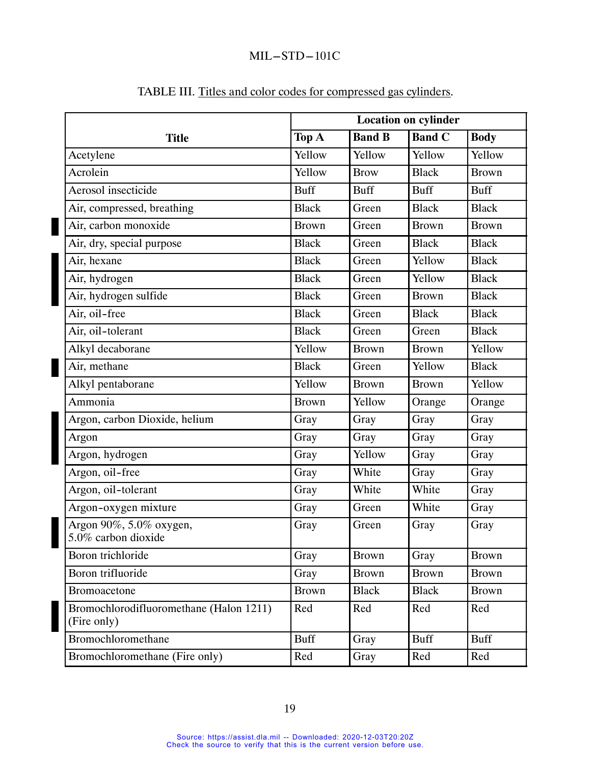TABLE III. Titles and color codes for compressed gas cylinders.

| Title | Location on cylinder | | | |
|---|---|---|---|---|
| | Top A | Band B | Band C | Body |
| Acetylene | Yellow | Yellow | Yellow | Yellow |
| Acrolein | Yellow | Brow | Black | Brown |
| Aerosol insecticide | Buff | Buff | Buff | Buff |
| Air, compressed, breathing | Black | Green | Black | Black |
| Air, carbon monoxide | Brown | Green | Brown | Brown |
| Air, dry, special purpose | Black | Green | Black | Black |
| Air, hexane | Black | Green | Yellow | Black |
| Air, hydrogen | Black | Green | Yellow | Black |
| Air, hydrogen sulfide | Black | Green | Brown | Black |
| Air, oil-free | Black | Green | Black | Black |
| Air, oil-tolerant | Black | Green | Green | Black |
| Alkyl decaborane | Yellow | Brown | Brown | Yellow |
| Air, methane | Black | Green | Yellow | Black |
| Alkyl pentaborane | Yellow | Brown | Brown | Yellow |
| Ammonia | Brown | Yellow | Orange | Orange |
| Argon, carbon Dioxide, helium | Gray | Gray | Gray | Gray |
| Argon | Gray | Gray | Gray | Gray |
| Argon, hydrogen | Gray | Yellow | Gray | Gray |
| Argon, oil-free | Gray | White | Gray | Gray |
| Argon, oil-tolerant | Gray | White | White | Gray |
| Argon-oxygen mixture | Gray | Green | White | Gray |
| Argon 90%, 5.0% oxygen, 5.0% carbon dioxide | Gray | Green | Gray | Gray |
| Boron trichloride | Gray | Brown | Gray | Brown |
| Boron trifluoride | Gray | Brown | Brown | Brown |
| Bromoacetone | Brown | Black | Black | Brown |
| Bromochlorodifluoromethane (Halon 1211) (Fire only) | Red | Red | Red | Red |
| Bromochloromethane | Buff | Gray | Buff | Buff |
| Bromochloromethane (Fire only) | Red | Gray | Red | Red |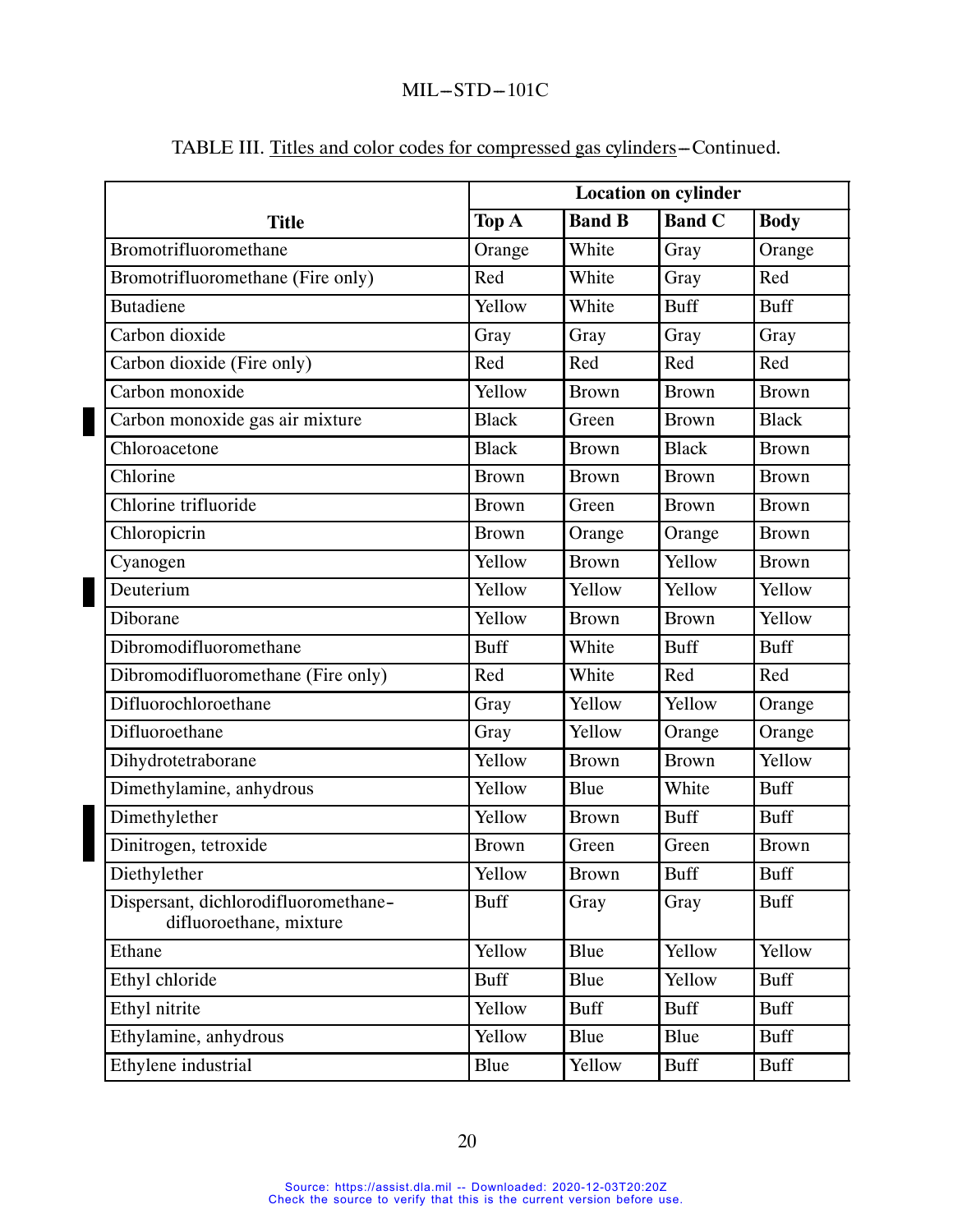TABLE III. Titles and color codes for compressed gas cylinders–Continued.

| Title | Location on cylinder | | | |
|---|---|---|---|---|
| | Top A | Band B | Band C | Body |
| Bromotrifluoromethane | Orange | White | Gray | Orange |
| Bromotrifluoromethane (Fire only) | Red | White | Gray | Red |
| Butadiene | Yellow | White | Buff | Buff |
| Carbon dioxide | Gray | Gray | Gray | Gray |
| Carbon dioxide (Fire only) | Red | Red | Red | Red |
| Carbon monoxide | Yellow | Brown | Brown | Brown |
| Carbon monoxide gas air mixture | Black | Green | Brown | Black |
| Chloroacetone | Black | Brown | Black | Brown |
| Chlorine | Brown | Brown | Brown | Brown |
| Chlorine trifluoride | Brown | Green | Brown | Brown |
| Chloropicrin | Brown | Orange | Orange | Brown |
| Cyanogen | Yellow | Brown | Yellow | Brown |
| Deuterium | Yellow | Yellow | Yellow | Yellow |
| Diborane | Yellow | Brown | Brown | Yellow |
| Dibromodifluoromethane | Buff | White | Buff | Buff |
| Dibromodifluoromethane (Fire only) | Red | White | Red | Red |
| Difluorochloroethane | Gray | Yellow | Yellow | Orange |
| Difluoroethane | Gray | Yellow | Orange | Orange |
| Dihydrotetraborane | Yellow | Brown | Brown | Yellow |
| Dimethylamine, anhydrous | Yellow | Blue | White | Buff |
| Dimethylether | Yellow | Brown | Buff | Buff |
| Dinitrogen, tetroxide | Brown | Green | Green | Brown |
| Diethylether | Yellow | Brown | Buff | Buff |
| Dispersant, dichlorodifluoromethane–difluoroethane, mixture | Buff | Gray | Gray | Buff |
| Ethane | Yellow | Blue | Yellow | Yellow |
| Ethyl chloride | Buff | Blue | Yellow | Buff |
| Ethyl nitrite | Yellow | Buff | Buff | Buff |
| Ethylamine, anhydrous | Yellow | Blue | Blue | Buff |
| Ethylene industrial | Blue | Yellow | Buff | Buff |

Source: https://assist.dla.mil -- Downloaded: 2020-12-03T20:20Z
Check the source to verify that this is the current version before use.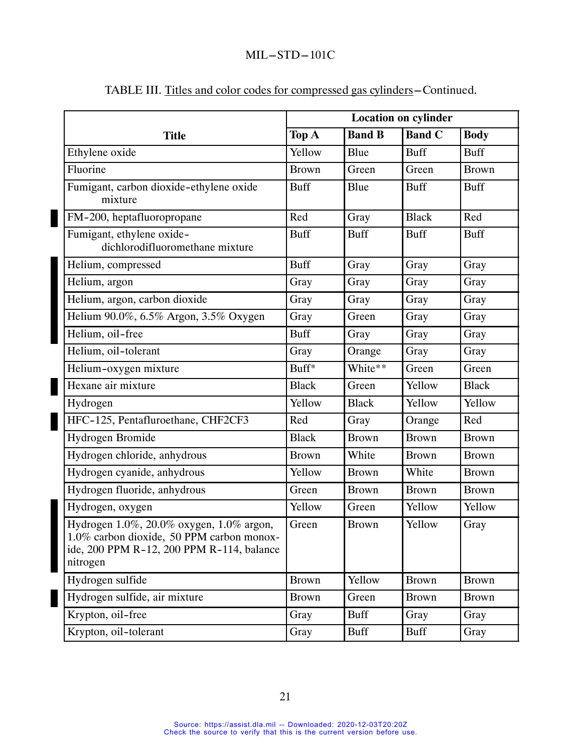TABLE III. Titles and color codes for compressed gas cylinders–Continued.

| Title | Location on cylinder | | | |
|---|---|---|---|---|
| | Top A | Band B | Band C | Body |
| Ethylene oxide | Yellow | Blue | Buff | Buff |
| Fluorine | Brown | Green | Green | Brown |
| Fumigant, carbon dioxide-ethylene oxide mixture | Buff | Blue | Buff | Buff |
| FM-200, heptafluoropropane | Red | Gray | Black | Red |
| Fumigant, ethylene oxide-dichlorodifluoromethane mixture | Buff | Buff | Buff | Buff |
| Helium, compressed | Buff | Gray | Gray | Gray |
| Helium, argon | Gray | Gray | Gray | Gray |
| Helium, argon, carbon dioxide | Gray | Gray | Gray | Gray |
| Helium 90.0%, 6.5% Argon, 3.5% Oxygen | Gray | Green | Gray | Gray |
| Helium, oil-free | Buff | Gray | Gray | Gray |
| Helium, oil-tolerant | Gray | Orange | Gray | Gray |
| Helium-oxygen mixture | Buff* | White** | Green | Green |
| Hexane air mixture | Black | Green | Yellow | Black |
| Hydrogen | Yellow | Black | Yellow | Yellow |
| HFC-125, Pentafluroethane, CHF2CF3 | Red | Gray | Orange | Red |
| Hydrogen Bromide | Black | Brown | Brown | Brown |
| Hydrogen chloride, anhydrous | Brown | White | Brown | Brown |
| Hydrogen cyanide, anhydrous | Yellow | Brown | White | Brown |
| Hydrogen fluoride, anhydrous | Green | Brown | Brown | Brown |
| Hydrogen, oxygen | Yellow | Green | Yellow | Yellow |
| Hydrogen 1.0%, 20.0% oxygen, 1.0% argon, 1.0% carbon dioxide, 50 PPM carbon monoxide, 200 PPM R-12, 200 PPM R-114, balance nitrogen | Green | Brown | Yellow | Gray |
| Hydrogen sulfide | Brown | Yellow | Brown | Brown |
| Hydrogen sulfide, air mixture | Brown | Green | Brown | Brown |
| Krypton, oil-free | Gray | Buff | Gray | Gray |
| Krypton, oil-tolerant | Gray | Buff | Buff | Gray |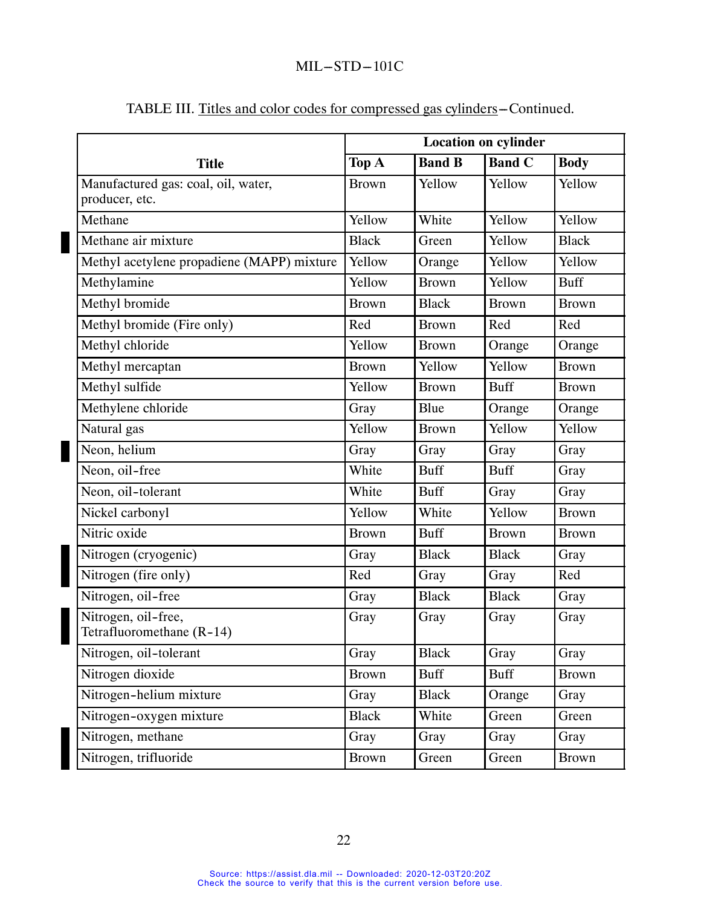TABLE III. Titles and color codes for compressed gas cylinders–Continued.

| Title | Location on cylinder | | | |
|---|---|---|---|---|
| | Top A | Band B | Band C | Body |
| Manufactured gas: coal, oil, water, producer, etc. | Brown | Yellow | Yellow | Yellow |
| Methane | Yellow | White | Yellow | Yellow |
| Methane air mixture | Black | Green | Yellow | Black |
| Methyl acetylene propadiene (MAPP) mixture | Yellow | Orange | Yellow | Yellow |
| Methylamine | Yellow | Brown | Yellow | Buff |
| Methyl bromide | Brown | Black | Brown | Brown |
| Methyl bromide (Fire only) | Red | Brown | Red | Red |
| Methyl chloride | Yellow | Brown | Orange | Orange |
| Methyl mercaptan | Brown | Yellow | Yellow | Brown |
| Methyl sulfide | Yellow | Brown | Buff | Brown |
| Methylene chloride | Gray | Blue | Orange | Orange |
| Natural gas | Yellow | Brown | Yellow | Yellow |
| Neon, helium | Gray | Gray | Gray | Gray |
| Neon, oil-free | White | Buff | Buff | Gray |
| Neon, oil-tolerant | White | Buff | Gray | Gray |
| Nickel carbonyl | Yellow | White | Yellow | Brown |
| Nitric oxide | Brown | Buff | Brown | Brown |
| Nitrogen (cryogenic) | Gray | Black | Black | Gray |
| Nitrogen (fire only) | Red | Gray | Gray | Red |
| Nitrogen, oil-free | Gray | Black | Black | Gray |
| Nitrogen, oil-free, Tetrafluoromethane (R-14) | Gray | Gray | Gray | Gray |
| Nitrogen, oil-tolerant | Gray | Black | Gray | Gray |
| Nitrogen dioxide | Brown | Buff | Buff | Brown |
| Nitrogen-helium mixture | Gray | Black | Orange | Gray |
| Nitrogen-oxygen mixture | Black | White | Green | Green |
| Nitrogen, methane | Gray | Gray | Gray | Gray |
| Nitrogen, trifluoride | Brown | Green | Green | Brown |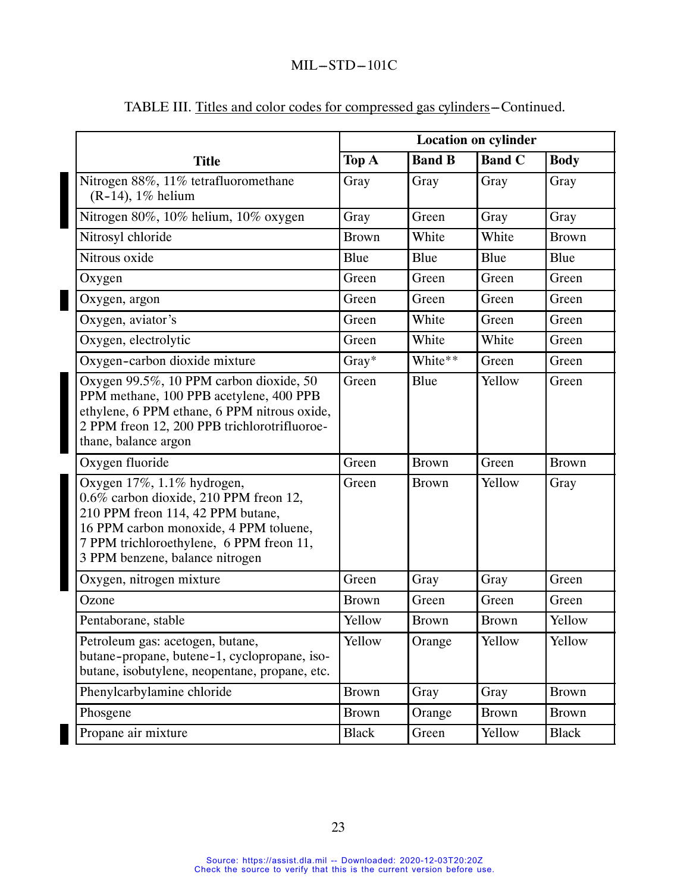TABLE III. Titles and color codes for compressed gas cylinders–Continued.

| Title | Location on cylinder | | | |
|---|---|---|---|---|
| | Top A | Band B | Band C | Body |
| Nitrogen 88%, 11% tetrafluoromethane (R-14), 1% helium | Gray | Gray | Gray | Gray |
| Nitrogen 80%, 10% helium, 10% oxygen | Gray | Green | Gray | Gray |
| Nitrosyl chloride | Brown | White | White | Brown |
| Nitrous oxide | Blue | Blue | Blue | Blue |
| Oxygen | Green | Green | Green | Green |
| Oxygen, argon | Green | Green | Green | Green |
| Oxygen, aviator's | Green | White | Green | Green |
| Oxygen, electrolytic | Green | White | White | Green |
| Oxygen-carbon dioxide mixture | Gray* | White** | Green | Green |
| Oxygen 99.5%, 10 PPM carbon dioxide, 50 PPM methane, 100 PPB acetylene, 400 PPB ethylene, 6 PPM ethane, 6 PPM nitrous oxide, 2 PPM freon 12, 200 PPB trichlorotrifluoroethane, balance argon | Green | Blue | Yellow | Green |
| Oxygen fluoride | Green | Brown | Green | Brown |
| Oxygen 17%, 1.1% hydrogen, 0.6% carbon dioxide, 210 PPM freon 12, 210 PPM freon 114, 42 PPM butane, 16 PPM carbon monoxide, 4 PPM toluene, 7 PPM trichloroethylene, 6 PPM freon 11, 3 PPM benzene, balance nitrogen | Green | Brown | Yellow | Gray |
| Oxygen, nitrogen mixture | Green | Gray | Gray | Green |
| Ozone | Brown | Green | Green | Green |
| Pentaborane, stable | Yellow | Brown | Brown | Yellow |
| Petroleum gas: acetogen, butane, butane-propane, butene-1, cyclopropane, isobutane, isobutylene, neopentane, propane, etc. | Yellow | Orange | Yellow | Yellow |
| Phenylcarbylamine chloride | Brown | Gray | Gray | Brown |
| Phosgene | Brown | Orange | Brown | Brown |
| Propane air mixture | Black | Green | Yellow | Black |

Source: https://assist.dla.mil -- Downloaded: 2020-12-03T20:20Z
Check the source to verify that this is the current version before use.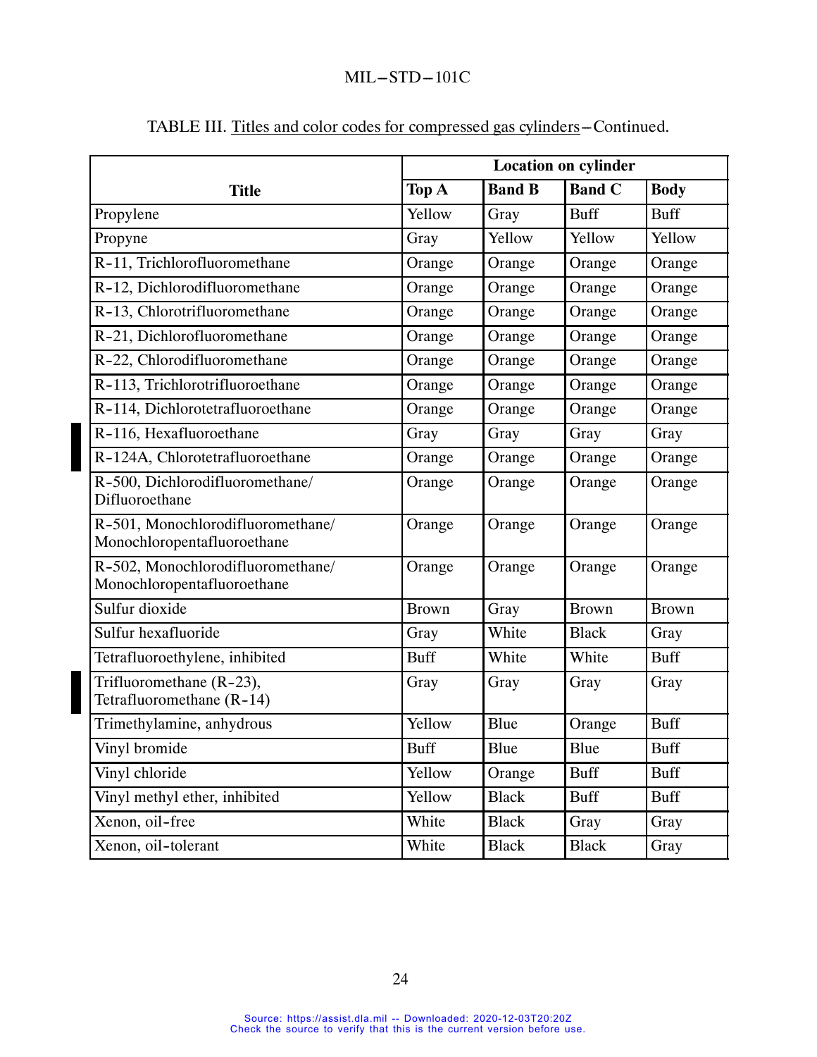TABLE III. Titles and color codes for compressed gas cylinders–Continued.

| Title | Location on cylinder | | | |
|---|---|---|---|---|
| | Top A | Band B | Band C | Body |
| Propylene | Yellow | Gray | Buff | Buff |
| Propyne | Gray | Yellow | Yellow | Yellow |
| R-11, Trichlorofluoromethane | Orange | Orange | Orange | Orange |
| R-12, Dichlorodifluoromethane | Orange | Orange | Orange | Orange |
| R-13, Chlorotrifluoromethane | Orange | Orange | Orange | Orange |
| R-21, Dichlorofluoromethane | Orange | Orange | Orange | Orange |
| R-22, Chlorodifluoromethane | Orange | Orange | Orange | Orange |
| R-113, Trichlorotrifluoroethane | Orange | Orange | Orange | Orange |
| R-114, Dichlorotetrafluoroethane | Orange | Orange | Orange | Orange |
| R-116, Hexafluoroethane | Gray | Gray | Gray | Gray |
| R-124A, Chlorotetrafluoroethane | Orange | Orange | Orange | Orange |
| R-500, Dichlorodifluoromethane/ Difluoroethane | Orange | Orange | Orange | Orange |
| R-501, Monochlorodifluoromethane/ Monochloropentafluoroethane | Orange | Orange | Orange | Orange |
| R-502, Monochlorodifluoromethane/ Monochloropentafluoroethane | Orange | Orange | Orange | Orange |
| Sulfur dioxide | Brown | Gray | Brown | Brown |
| Sulfur hexafluoride | Gray | White | Black | Gray |
| Tetrafluoroethylene, inhibited | Buff | White | White | Buff |
| Trifluoromethane (R-23), Tetrafluoromethane (R-14) | Gray | Gray | Gray | Gray |
| Trimethylamine, anhydrous | Yellow | Blue | Orange | Buff |
| Vinyl bromide | Buff | Blue | Blue | Buff |
| Vinyl chloride | Yellow | Orange | Buff | Buff |
| Vinyl methyl ether, inhibited | Yellow | Black | Buff | Buff |
| Xenon, oil-free | White | Black | Gray | Gray |
| Xenon, oil-tolerant | White | Black | Black | Gray |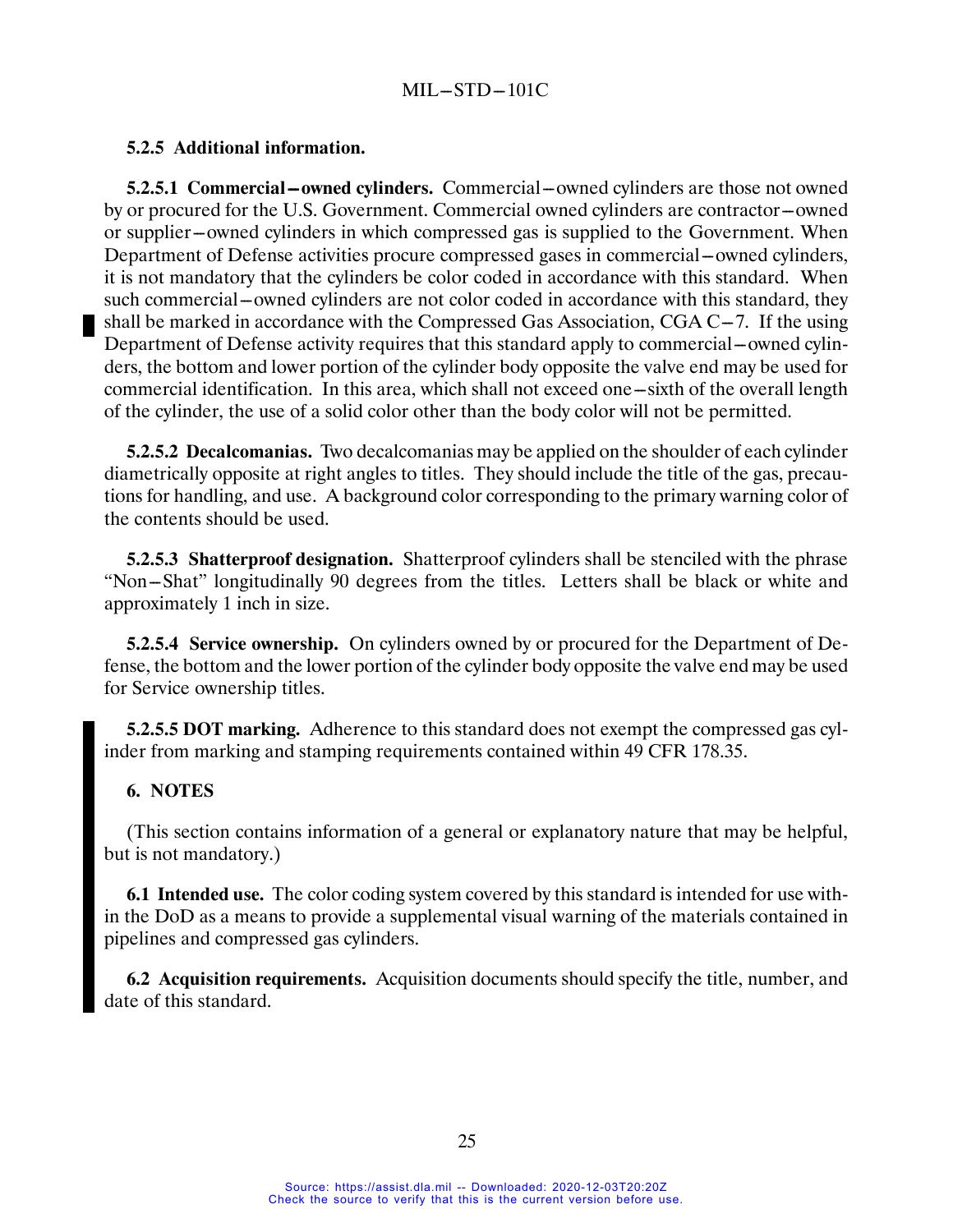**5.2.5 Additional information.**

**5.2.5.1 Commercial–owned cylinders.** Commercial–owned cylinders are those not owned by or procured for the U.S. Government. Commercial owned cylinders are contractor–owned or supplier–owned cylinders in which compressed gas is supplied to the Government. When Department of Defense activities procure compressed gases in commercial–owned cylinders, it is not mandatory that the cylinders be color coded in accordance with this standard. When such commercial–owned cylinders are not color coded in accordance with this standard, they shall be marked in accordance with the Compressed Gas Association, CGA C–7. If the using Department of Defense activity requires that this standard apply to commercial–owned cylinders, the bottom and lower portion of the cylinder body opposite the valve end may be used for commercial identification. In this area, which shall not exceed one–sixth of the overall length of the cylinder, the use of a solid color other than the body color will not be permitted.

**5.2.5.2 Decalcomanias.** Two decalcomanias may be applied on the shoulder of each cylinder diametrically opposite at right angles to titles. They should include the title of the gas, precautions for handling, and use. A background color corresponding to the primary warning color of the contents should be used.

**5.2.5.3 Shatterproof designation.** Shatterproof cylinders shall be stenciled with the phrase "Non–Shat" longitudinally 90 degrees from the titles. Letters shall be black or white and approximately 1 inch in size.

**5.2.5.4 Service ownership.** On cylinders owned by or procured for the Department of Defense, the bottom and the lower portion of the cylinder body opposite the valve end may be used for Service ownership titles.

**5.2.5.5 DOT marking.** Adherence to this standard does not exempt the compressed gas cylinder from marking and stamping requirements contained within 49 CFR 178.35.

## 6. NOTES

(This section contains information of a general or explanatory nature that may be helpful, but is not mandatory.)

**6.1 Intended use.** The color coding system covered by this standard is intended for use within the DoD as a means to provide a supplemental visual warning of the materials contained in pipelines and compressed gas cylinders.

**6.2 Acquisition requirements.** Acquisition documents should specify the title, number, and date of this standard.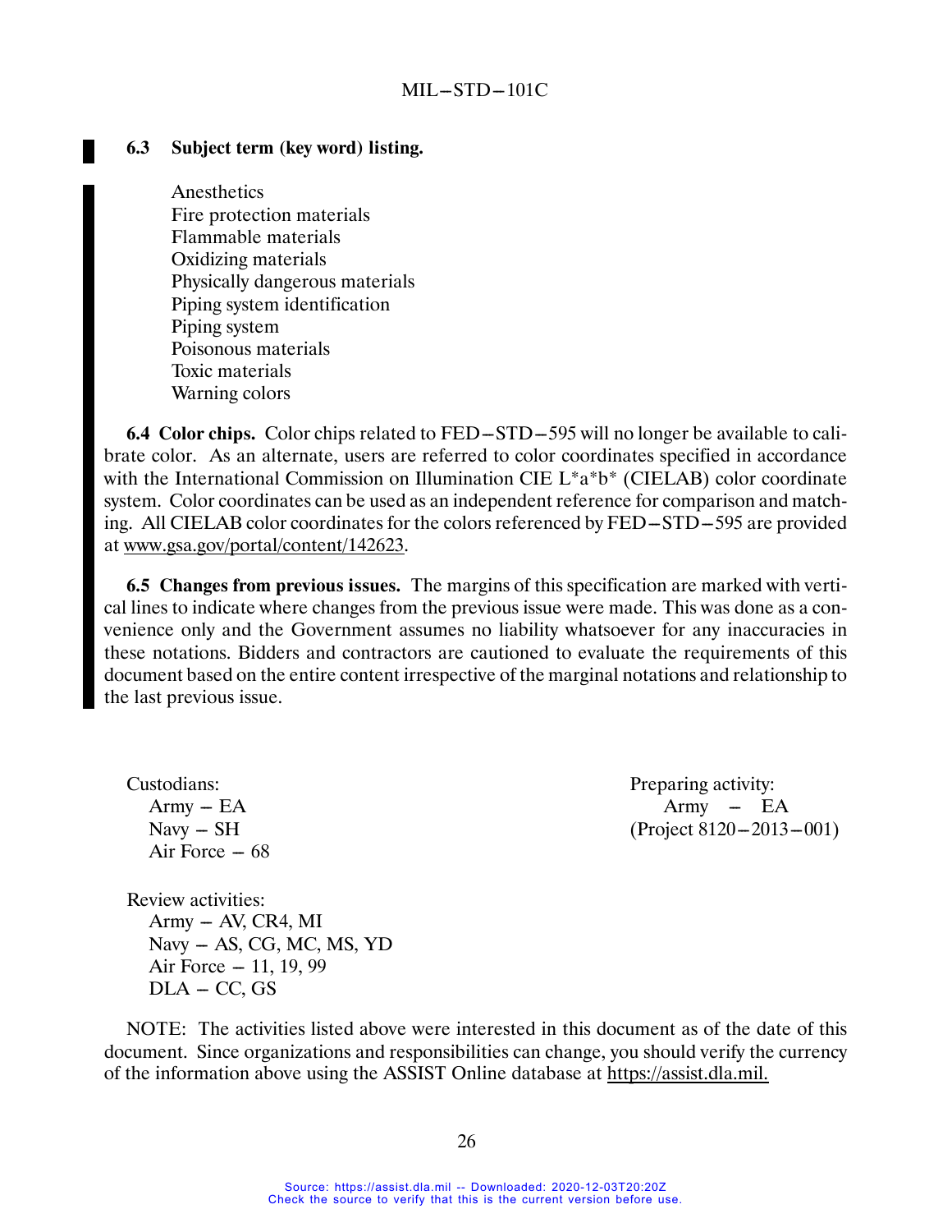### 6.3 Subject term (key word) listing.

Anesthetics
Fire protection materials
Flammable materials
Oxidizing materials
Physically dangerous materials
Piping system identification
Piping system
Poisonous materials
Toxic materials
Warning colors

**6.4 Color chips.** Color chips related to FED–STD–595 will no longer be available to calibrate color. As an alternate, users are referred to color coordinates specified in accordance with the International Commission on Illumination CIE L*a*b* (CIELAB) color coordinate system. Color coordinates can be used as an independent reference for comparison and matching. All CIELAB color coordinates for the colors referenced by FED–STD–595 are provided at www.gsa.gov/portal/content/142623.

**6.5 Changes from previous issues.** The margins of this specification are marked with vertical lines to indicate where changes from the previous issue were made. This was done as a convenience only and the Government assumes no liability whatsoever for any inaccuracies in these notations. Bidders and contractors are cautioned to evaluate the requirements of this document based on the entire content irrespective of the marginal notations and relationship to the last previous issue.

Custodians:
Army – EA
Navy – SH
Air Force – 68

Preparing activity:
Army – EA
(Project 8120–2013–001)

Review activities:
Army – AV, CR4, MI
Navy – AS, CG, MC, MS, YD
Air Force – 11, 19, 99
DLA – CC, GS

NOTE: The activities listed above were interested in this document as of the date of this document. Since organizations and responsibilities can change, you should verify the currency of the information above using the ASSIST Online database at https://assist.dla.mil.